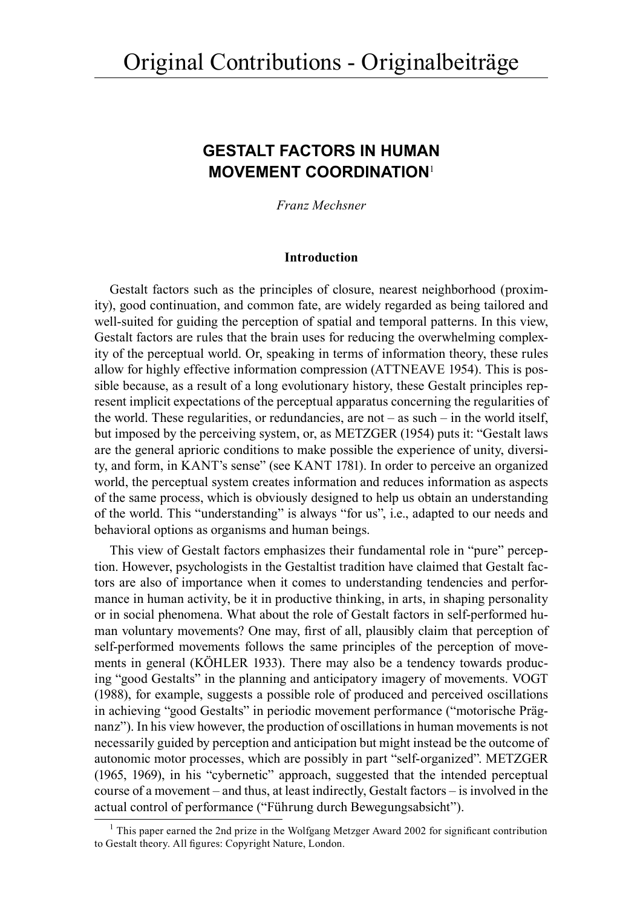# Original Contributions - Originalbeiträge

## GESTALT FACTORS IN HUMAN MOVEMENT COORDINATION[1]

*Franz Mechsner*

### Introduction

Gestalt factors such as the principles of closure, nearest neighborhood (proximity), good continuation, and common fate, are widely regarded as being tailored and well-suited for guiding the perception of spatial and temporal patterns. In this view, Gestalt factors are rules that the brain uses for reducing the overwhelming complexity of the perceptual world. Or, speaking in terms of information theory, these rules allow for highly effective information compression (ATTNEAVE 1954). This is possible because, as a result of a long evolutionary history, these Gestalt principles represent implicit expectations of the perceptual apparatus concerning the regularities of the world. These regularities, or redundancies, are not – as such – in the world itself, but imposed by the perceiving system, or, as METZGER (1954) puts it: "Gestalt laws are the general aprioric conditions to make possible the experience of unity, diversity, and form, in KANT's sense" (see KANT 1781). In order to perceive an organized world, the perceptual system creates information and reduces information as aspects of the same process, which is obviously designed to help us obtain an understanding of the world. This "understanding" is always "for us", i.e., adapted to our needs and behavioral options as organisms and human beings.

This view of Gestalt factors emphasizes their fundamental role in "pure" perception. However, psychologists in the Gestaltist tradition have claimed that Gestalt factors are also of importance when it comes to understanding tendencies and performance in human activity, be it in productive thinking, in arts, in shaping personality or in social phenomena. What about the role of Gestalt factors in self-performed human voluntary movements? One may, first of all, plausibly claim that perception of self-performed movements follows the same principles of the perception of movements in general (KÖHLER 1933). There may also be a tendency towards producing "good Gestalts" in the planning and anticipatory imagery of movements. VOGT (1988), for example, suggests a possible role of produced and perceived oscillations in achieving "good Gestalts" in periodic movement performance ("motorische Prägnanz"). In his view however, the production of oscillations in human movements is not necessarily guided by perception and anticipation but might instead be the outcome of autonomic motor processes, which are possibly in part "self-organized". METZGER (1965, 1969), in his "cybernetic" approach, suggested that the intended perceptual course of a movement – and thus, at least indirectly, Gestalt factors – is involved in the actual control of performance ("Führung durch Bewegungsabsicht").

[1] This paper earned the 2nd prize in the Wolfgang Metzger Award 2002 for significant contribution to Gestalt theory. All figures: Copyright Nature, London.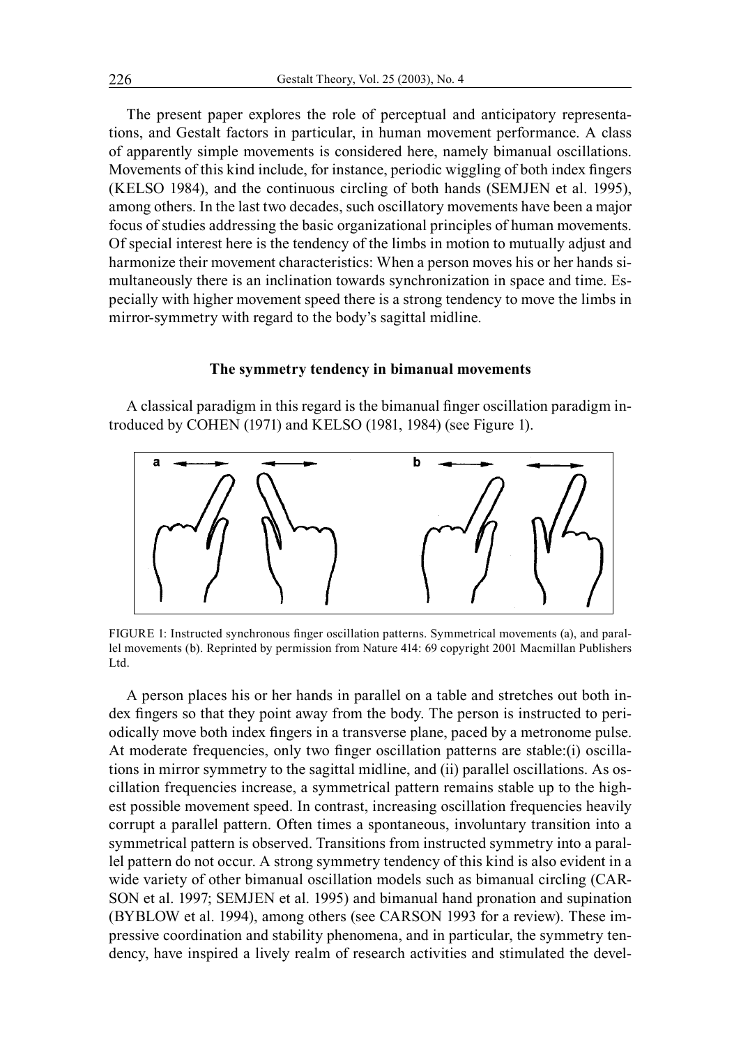The present paper explores the role of perceptual and anticipatory representations, and Gestalt factors in particular, in human movement performance. A class of apparently simple movements is considered here, namely bimanual oscillations. Movements of this kind include, for instance, periodic wiggling of both index fingers (KELSO 1984), and the continuous circling of both hands (SEMJEN et al. 1995), among others. In the last two decades, such oscillatory movements have been a major focus of studies addressing the basic organizational principles of human movements. Of special interest here is the tendency of the limbs in motion to mutually adjust and harmonize their movement characteristics: When a person moves his or her hands simultaneously there is an inclination towards synchronization in space and time. Especially with higher movement speed there is a strong tendency to move the limbs in mirror-symmetry with regard to the body's sagittal midline.

## The symmetry tendency in bimanual movements

A classical paradigm in this regard is the bimanual finger oscillation paradigm introduced by COHEN (1971) and KELSO (1981, 1984) (see Figure 1).

FIGURE 1: Instructed synchronous finger oscillation patterns. Symmetrical movements (a), and parallel movements (b). Reprinted by permission from Nature 414: 69 copyright 2001 Macmillan Publishers Ltd.

A person places his or her hands in parallel on a table and stretches out both index fingers so that they point away from the body. The person is instructed to periodically move both index fingers in a transverse plane, paced by a metronome pulse. At moderate frequencies, only two finger oscillation patterns are stable:(i) oscillations in mirror symmetry to the sagittal midline, and (ii) parallel oscillations. As oscillation frequencies increase, a symmetrical pattern remains stable up to the highest possible movement speed. In contrast, increasing oscillation frequencies heavily corrupt a parallel pattern. Often times a spontaneous, involuntary transition into a symmetrical pattern is observed. Transitions from instructed symmetry into a parallel pattern do not occur. A strong symmetry tendency of this kind is also evident in a wide variety of other bimanual oscillation models such as bimanual circling (CARSON et al. 1997; SEMJEN et al. 1995) and bimanual hand pronation and supination (BYBLOW et al. 1994), among others (see CARSON 1993 for a review). These impressive coordination and stability phenomena, and in particular, the symmetry tendency, have inspired a lively realm of research activities and stimulated the devel-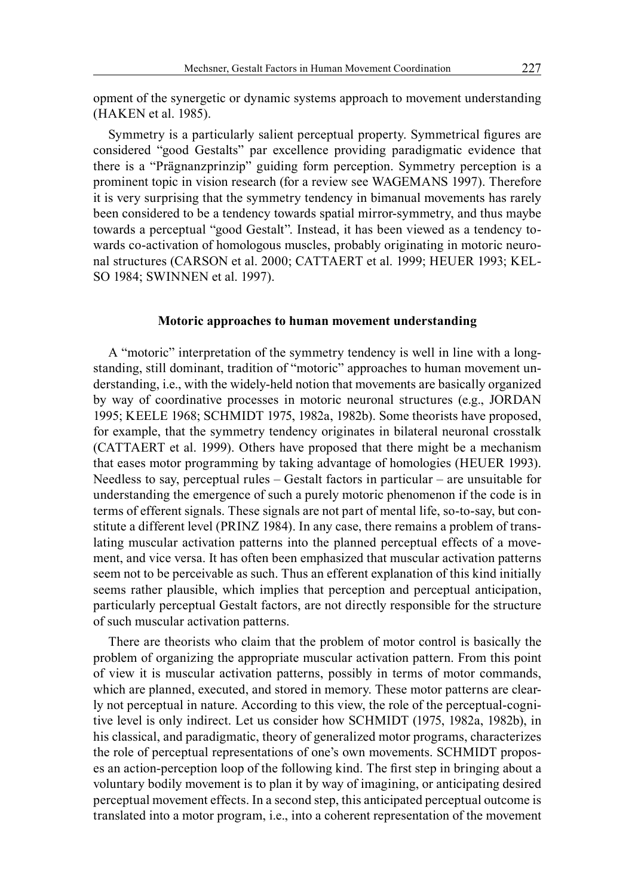opment of the synergetic or dynamic systems approach to movement understanding (HAKEN et al. 1985).

Symmetry is a particularly salient perceptual property. Symmetrical figures are considered "good Gestalts" par excellence providing paradigmatic evidence that there is a "Prägnanzprinzip" guiding form perception. Symmetry perception is a prominent topic in vision research (for a review see WAGEMANS 1997). Therefore it is very surprising that the symmetry tendency in bimanual movements has rarely been considered to be a tendency towards spatial mirror-symmetry, and thus maybe towards a perceptual "good Gestalt". Instead, it has been viewed as a tendency towards co-activation of homologous muscles, probably originating in motoric neuronal structures (CARSON et al. 2000; CATTAERT et al. 1999; HEUER 1993; KELSO 1984; SWINNEN et al. 1997).

## Motoric approaches to human movement understanding

A "motoric" interpretation of the symmetry tendency is well in line with a longstanding, still dominant, tradition of "motoric" approaches to human movement understanding, i.e., with the widely-held notion that movements are basically organized by way of coordinative processes in motoric neuronal structures (e.g., JORDAN 1995; KEELE 1968; SCHMIDT 1975, 1982a, 1982b). Some theorists have proposed, for example, that the symmetry tendency originates in bilateral neuronal crosstalk (CATTAERT et al. 1999). Others have proposed that there might be a mechanism that eases motor programming by taking advantage of homologies (HEUER 1993). Needless to say, perceptual rules – Gestalt factors in particular – are unsuitable for understanding the emergence of such a purely motoric phenomenon if the code is in terms of efferent signals. These signals are not part of mental life, so-to-say, but constitute a different level (PRINZ 1984). In any case, there remains a problem of translating muscular activation patterns into the planned perceptual effects of a movement, and vice versa. It has often been emphasized that muscular activation patterns seem not to be perceivable as such. Thus an efferent explanation of this kind initially seems rather plausible, which implies that perception and perceptual anticipation, particularly perceptual Gestalt factors, are not directly responsible for the structure of such muscular activation patterns.

There are theorists who claim that the problem of motor control is basically the problem of organizing the appropriate muscular activation pattern. From this point of view it is muscular activation patterns, possibly in terms of motor commands, which are planned, executed, and stored in memory. These motor patterns are clearly not perceptual in nature. According to this view, the role of the perceptual-cognitive level is only indirect. Let us consider how SCHMIDT (1975, 1982a, 1982b), in his classical, and paradigmatic, theory of generalized motor programs, characterizes the role of perceptual representations of one's own movements. SCHMIDT proposes an action-perception loop of the following kind. The first step in bringing about a voluntary bodily movement is to plan it by way of imagining, or anticipating desired perceptual movement effects. In a second step, this anticipated perceptual outcome is translated into a motor program, i.e., into a coherent representation of the movement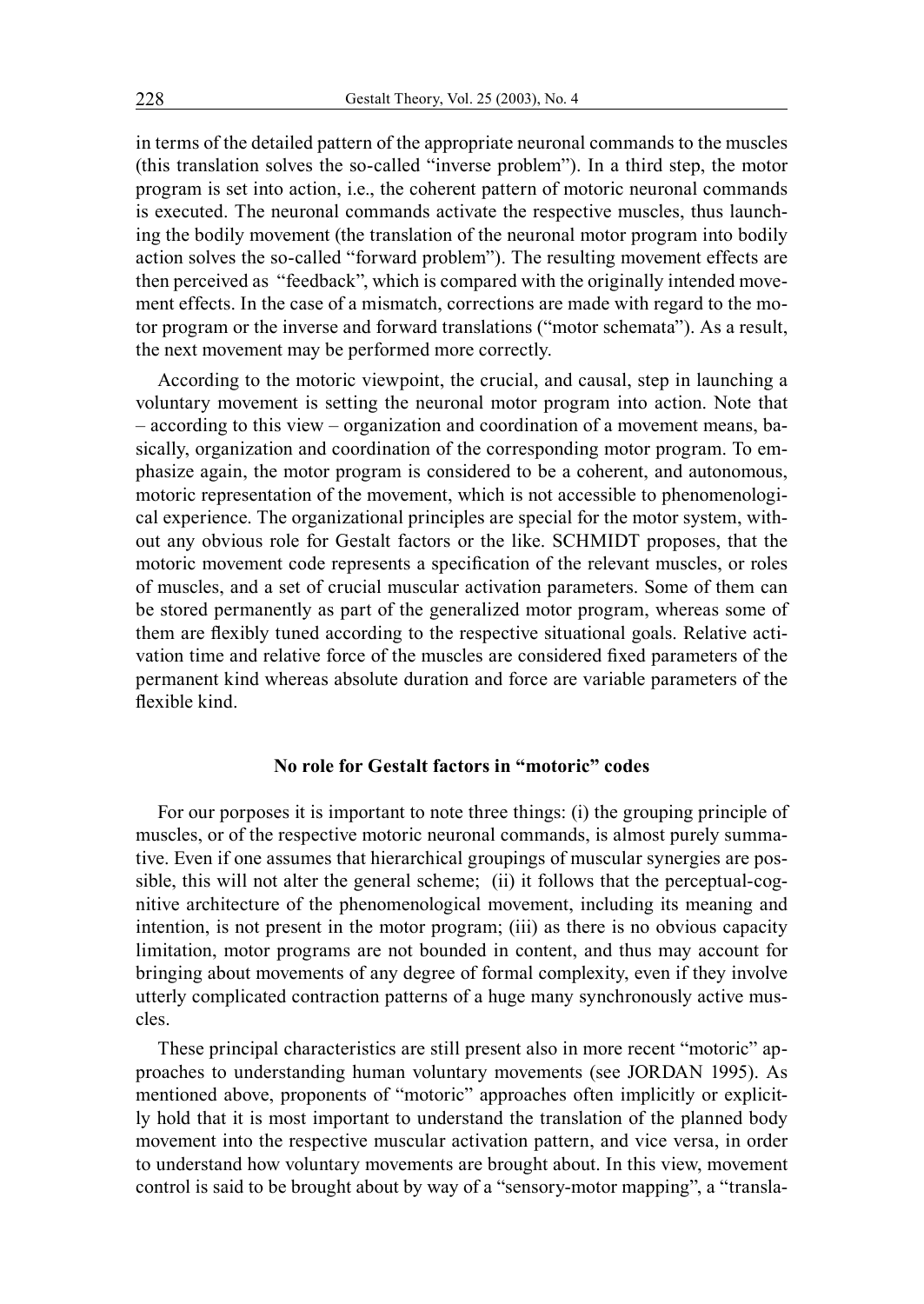in terms of the detailed pattern of the appropriate neuronal commands to the muscles (this translation solves the so-called "inverse problem"). In a third step, the motor program is set into action, i.e., the coherent pattern of motoric neuronal commands is executed. The neuronal commands activate the respective muscles, thus launching the bodily movement (the translation of the neuronal motor program into bodily action solves the so-called "forward problem"). The resulting movement effects are then perceived as "feedback", which is compared with the originally intended movement effects. In the case of a mismatch, corrections are made with regard to the motor program or the inverse and forward translations ("motor schemata"). As a result, the next movement may be performed more correctly.

According to the motoric viewpoint, the crucial, and causal, step in launching a voluntary movement is setting the neuronal motor program into action. Note that – according to this view – organization and coordination of a movement means, basically, organization and coordination of the corresponding motor program. To emphasize again, the motor program is considered to be a coherent, and autonomous, motoric representation of the movement, which is not accessible to phenomenological experience. The organizational principles are special for the motor system, without any obvious role for Gestalt factors or the like. SCHMIDT proposes, that the motoric movement code represents a specification of the relevant muscles, or roles of muscles, and a set of crucial muscular activation parameters. Some of them can be stored permanently as part of the generalized motor program, whereas some of them are flexibly tuned according to the respective situational goals. Relative activation time and relative force of the muscles are considered fixed parameters of the permanent kind whereas absolute duration and force are variable parameters of the flexible kind.

## No role for Gestalt factors in "motoric" codes

For our porposes it is important to note three things: (i) the grouping principle of muscles, or of the respective motoric neuronal commands, is almost purely summative. Even if one assumes that hierarchical groupings of muscular synergies are possible, this will not alter the general scheme; (ii) it follows that the perceptual-cognitive architecture of the phenomenological movement, including its meaning and intention, is not present in the motor program; (iii) as there is no obvious capacity limitation, motor programs are not bounded in content, and thus may account for bringing about movements of any degree of formal complexity, even if they involve utterly complicated contraction patterns of a huge many synchronously active muscles.

These principal characteristics are still present also in more recent "motoric" approaches to understanding human voluntary movements (see JORDAN 1995). As mentioned above, proponents of "motoric" approaches often implicitly or explicitly hold that it is most important to understand the translation of the planned body movement into the respective muscular activation pattern, and vice versa, in order to understand how voluntary movements are brought about. In this view, movement control is said to be brought about by way of a "sensory-motor mapping", a "transla-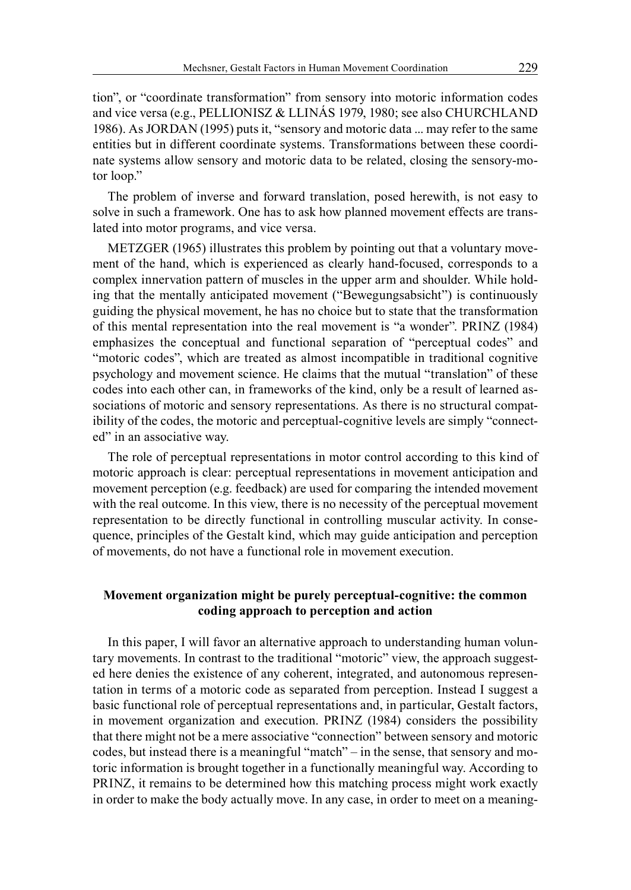tion", or "coordinate transformation" from sensory into motoric information codes and vice versa (e.g., PELLIONISZ & LLINÁS 1979, 1980; see also CHURCHLAND 1986). As JORDAN (1995) puts it, "sensory and motoric data ... may refer to the same entities but in different coordinate systems. Transformations between these coordinate systems allow sensory and motoric data to be related, closing the sensory-motor loop."

The problem of inverse and forward translation, posed herewith, is not easy to solve in such a framework. One has to ask how planned movement effects are translated into motor programs, and vice versa.

METZGER (1965) illustrates this problem by pointing out that a voluntary movement of the hand, which is experienced as clearly hand-focused, corresponds to a complex innervation pattern of muscles in the upper arm and shoulder. While holding that the mentally anticipated movement ("Bewegungsabsicht") is continuously guiding the physical movement, he has no choice but to state that the transformation of this mental representation into the real movement is "a wonder". PRINZ (1984) emphasizes the conceptual and functional separation of "perceptual codes" and "motoric codes", which are treated as almost incompatible in traditional cognitive psychology and movement science. He claims that the mutual "translation" of these codes into each other can, in frameworks of the kind, only be a result of learned associations of motoric and sensory representations. As there is no structural compatibility of the codes, the motoric and perceptual-cognitive levels are simply "connected" in an associative way.

The role of perceptual representations in motor control according to this kind of motoric approach is clear: perceptual representations in movement anticipation and movement perception (e.g. feedback) are used for comparing the intended movement with the real outcome. In this view, there is no necessity of the perceptual movement representation to be directly functional in controlling muscular activity. In consequence, principles of the Gestalt kind, which may guide anticipation and perception of movements, do not have a functional role in movement execution.

## Movement organization might be purely perceptual-cognitive: the common coding approach to perception and action

In this paper, I will favor an alternative approach to understanding human voluntary movements. In contrast to the traditional "motoric" view, the approach suggested here denies the existence of any coherent, integrated, and autonomous representation in terms of a motoric code as separated from perception. Instead I suggest a basic functional role of perceptual representations and, in particular, Gestalt factors, in movement organization and execution. PRINZ (1984) considers the possibility that there might not be a mere associative "connection" between sensory and motoric codes, but instead there is a meaningful "match" – in the sense, that sensory and motoric information is brought together in a functionally meaningful way. According to PRINZ, it remains to be determined how this matching process might work exactly in order to make the body actually move. In any case, in order to meet on a meaning-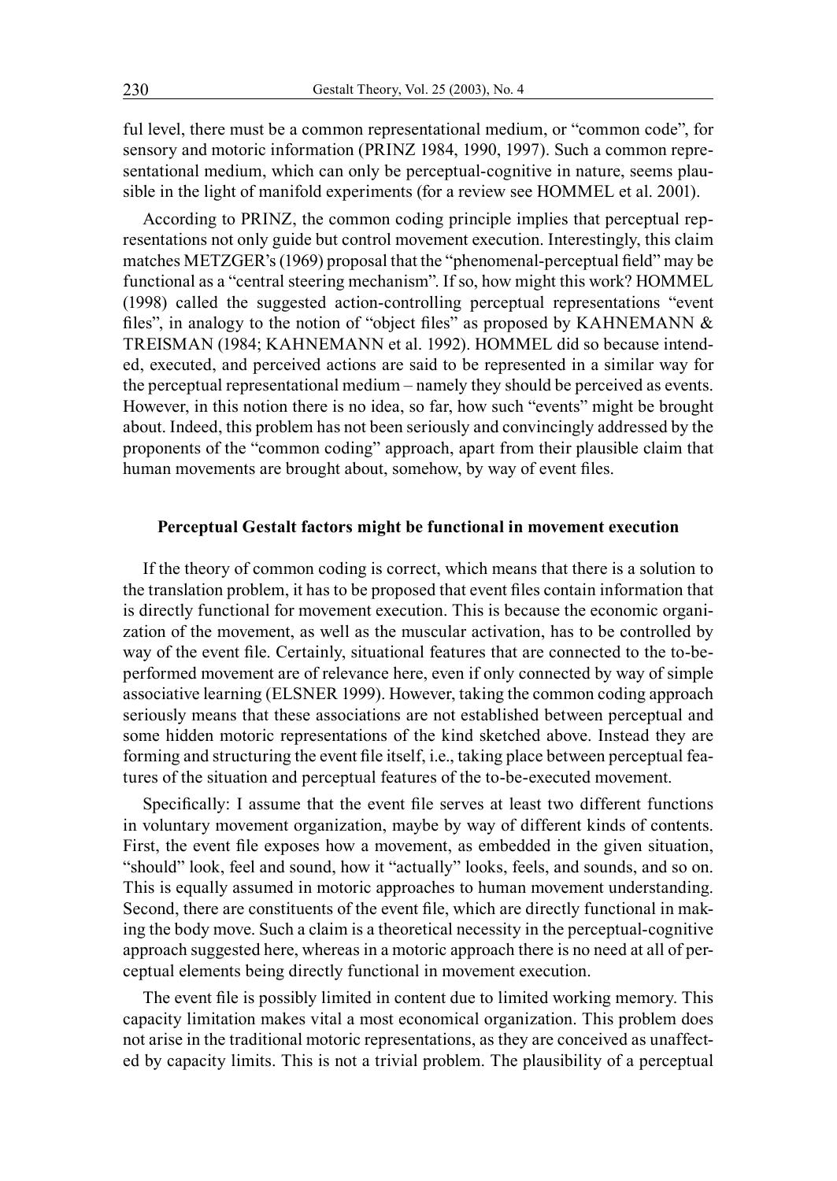ful level, there must be a common representational medium, or "common code", for sensory and motoric information (PRINZ 1984, 1990, 1997). Such a common representational medium, which can only be perceptual-cognitive in nature, seems plausible in the light of manifold experiments (for a review see HOMMEL et al. 2001).

According to PRINZ, the common coding principle implies that perceptual representations not only guide but control movement execution. Interestingly, this claim matches METZGER's (1969) proposal that the "phenomenal-perceptual field" may be functional as a "central steering mechanism". If so, how might this work? HOMMEL (1998) called the suggested action-controlling perceptual representations "event files", in analogy to the notion of "object files" as proposed by KAHNEMANN & TREISMAN (1984; KAHNEMANN et al. 1992). HOMMEL did so because intended, executed, and perceived actions are said to be represented in a similar way for the perceptual representational medium – namely they should be perceived as events. However, in this notion there is no idea, so far, how such "events" might be brought about. Indeed, this problem has not been seriously and convincingly addressed by the proponents of the "common coding" approach, apart from their plausible claim that human movements are brought about, somehow, by way of event files.

## Perceptual Gestalt factors might be functional in movement execution

If the theory of common coding is correct, which means that there is a solution to the translation problem, it has to be proposed that event files contain information that is directly functional for movement execution. This is because the economic organization of the movement, as well as the muscular activation, has to be controlled by way of the event file. Certainly, situational features that are connected to the to-be-performed movement are of relevance here, even if only connected by way of simple associative learning (ELSNER 1999). However, taking the common coding approach seriously means that these associations are not established between perceptual and some hidden motoric representations of the kind sketched above. Instead they are forming and structuring the event file itself, i.e., taking place between perceptual features of the situation and perceptual features of the to-be-executed movement.

Specifically: I assume that the event file serves at least two different functions in voluntary movement organization, maybe by way of different kinds of contents. First, the event file exposes how a movement, as embedded in the given situation, "should" look, feel and sound, how it "actually" looks, feels, and sounds, and so on. This is equally assumed in motoric approaches to human movement understanding. Second, there are constituents of the event file, which are directly functional in making the body move. Such a claim is a theoretical necessity in the perceptual-cognitive approach suggested here, whereas in a motoric approach there is no need at all of perceptual elements being directly functional in movement execution.

The event file is possibly limited in content due to limited working memory. This capacity limitation makes vital a most economical organization. This problem does not arise in the traditional motoric representations, as they are conceived as unaffected by capacity limits. This is not a trivial problem. The plausibility of a perceptual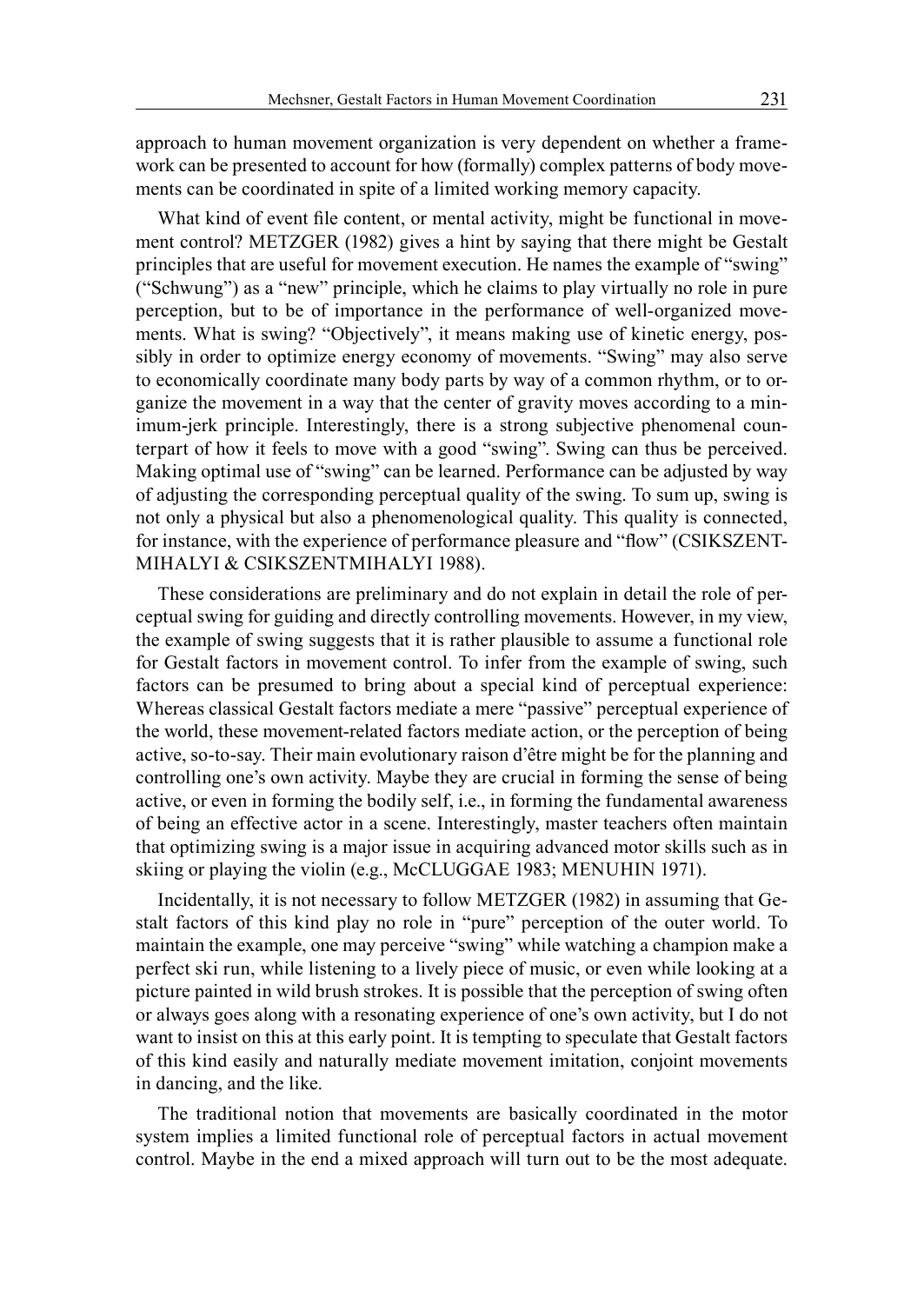approach to human movement organization is very dependent on whether a framework can be presented to account for how (formally) complex patterns of body movements can be coordinated in spite of a limited working memory capacity.

What kind of event file content, or mental activity, might be functional in movement control? METZGER (1982) gives a hint by saying that there might be Gestalt principles that are useful for movement execution. He names the example of "swing" ("Schwung") as a "new" principle, which he claims to play virtually no role in pure perception, but to be of importance in the performance of well-organized movements. What is swing? "Objectively", it means making use of kinetic energy, possibly in order to optimize energy economy of movements. "Swing" may also serve to economically coordinate many body parts by way of a common rhythm, or to organize the movement in a way that the center of gravity moves according to a minimum-jerk principle. Interestingly, there is a strong subjective phenomenal counterpart of how it feels to move with a good "swing". Swing can thus be perceived. Making optimal use of "swing" can be learned. Performance can be adjusted by way of adjusting the corresponding perceptual quality of the swing. To sum up, swing is not only a physical but also a phenomenological quality. This quality is connected, for instance, with the experience of performance pleasure and "flow" (CSIKSZENTMIHALYI & CSIKSZENTMIHALYI 1988).

These considerations are preliminary and do not explain in detail the role of perceptual swing for guiding and directly controlling movements. However, in my view, the example of swing suggests that it is rather plausible to assume a functional role for Gestalt factors in movement control. To infer from the example of swing, such factors can be presumed to bring about a special kind of perceptual experience: Whereas classical Gestalt factors mediate a mere "passive" perceptual experience of the world, these movement-related factors mediate action, or the perception of being active, so-to-say. Their main evolutionary raison d'être might be for the planning and controlling one's own activity. Maybe they are crucial in forming the sense of being active, or even in forming the bodily self, i.e., in forming the fundamental awareness of being an effective actor in a scene. Interestingly, master teachers often maintain that optimizing swing is a major issue in acquiring advanced motor skills such as in skiing or playing the violin (e.g., McCLUGGAE 1983; MENUHIN 1971).

Incidentally, it is not necessary to follow METZGER (1982) in assuming that Gestalt factors of this kind play no role in "pure" perception of the outer world. To maintain the example, one may perceive "swing" while watching a champion make a perfect ski run, while listening to a lively piece of music, or even while looking at a picture painted in wild brush strokes. It is possible that the perception of swing often or always goes along with a resonating experience of one's own activity, but I do not want to insist on this at this early point. It is tempting to speculate that Gestalt factors of this kind easily and naturally mediate movement imitation, conjoint movements in dancing, and the like.

The traditional notion that movements are basically coordinated in the motor system implies a limited functional role of perceptual factors in actual movement control. Maybe in the end a mixed approach will turn out to be the most adequate.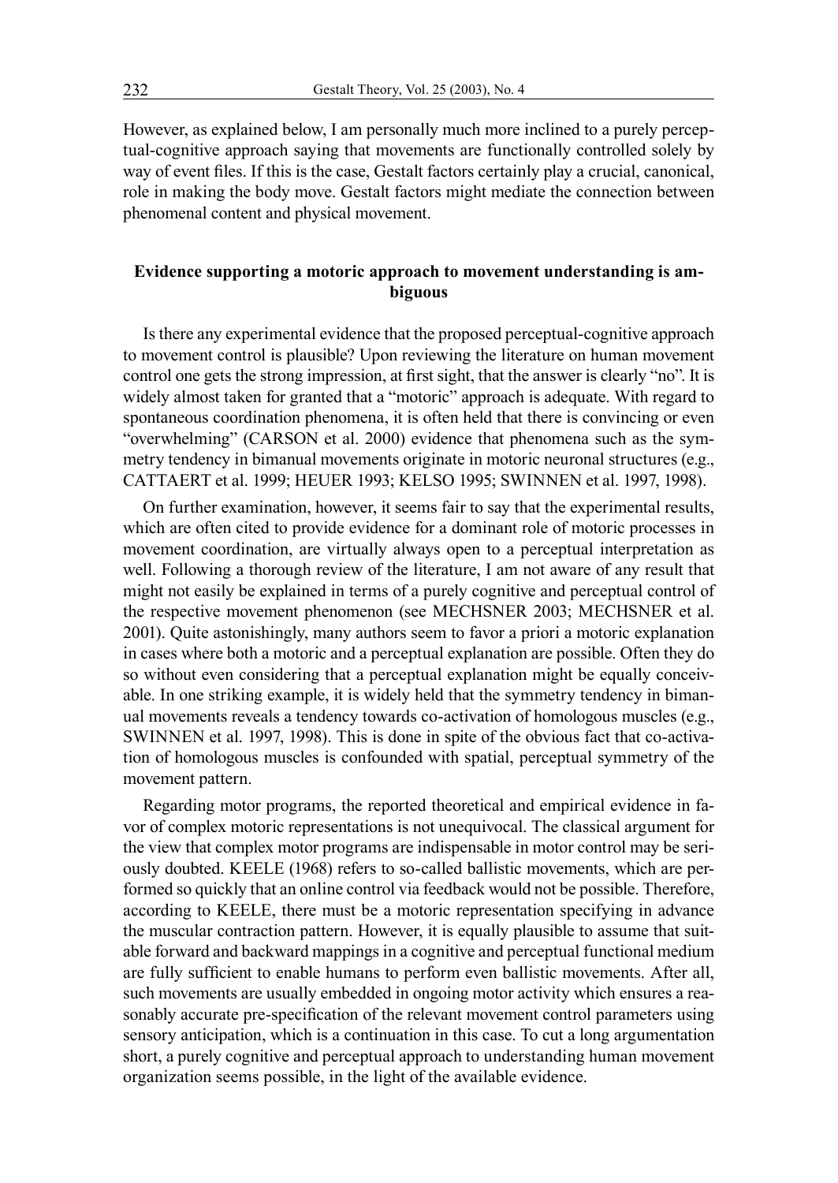However, as explained below, I am personally much more inclined to a purely perceptual-cognitive approach saying that movements are functionally controlled solely by way of event files. If this is the case, Gestalt factors certainly play a crucial, canonical, role in making the body move. Gestalt factors might mediate the connection between phenomenal content and physical movement.

## Evidence supporting a motoric approach to movement understanding is ambiguous

Is there any experimental evidence that the proposed perceptual-cognitive approach to movement control is plausible? Upon reviewing the literature on human movement control one gets the strong impression, at first sight, that the answer is clearly "no". It is widely almost taken for granted that a "motoric" approach is adequate. With regard to spontaneous coordination phenomena, it is often held that there is convincing or even "overwhelming" (CARSON et al. 2000) evidence that phenomena such as the symmetry tendency in bimanual movements originate in motoric neuronal structures (e.g., CATTAERT et al. 1999; HEUER 1993; KELSO 1995; SWINNEN et al. 1997, 1998).

On further examination, however, it seems fair to say that the experimental results, which are often cited to provide evidence for a dominant role of motoric processes in movement coordination, are virtually always open to a perceptual interpretation as well. Following a thorough review of the literature, I am not aware of any result that might not easily be explained in terms of a purely cognitive and perceptual control of the respective movement phenomenon (see MECHSNER 2003; MECHSNER et al. 2001). Quite astonishingly, many authors seem to favor a priori a motoric explanation in cases where both a motoric and a perceptual explanation are possible. Often they do so without even considering that a perceptual explanation might be equally conceivable. In one striking example, it is widely held that the symmetry tendency in bimanual movements reveals a tendency towards co-activation of homologous muscles (e.g., SWINNEN et al. 1997, 1998). This is done in spite of the obvious fact that co-activation of homologous muscles is confounded with spatial, perceptual symmetry of the movement pattern.

Regarding motor programs, the reported theoretical and empirical evidence in favor of complex motoric representations is not unequivocal. The classical argument for the view that complex motor programs are indispensable in motor control may be seriously doubted. KEELE (1968) refers to so-called ballistic movements, which are performed so quickly that an online control via feedback would not be possible. Therefore, according to KEELE, there must be a motoric representation specifying in advance the muscular contraction pattern. However, it is equally plausible to assume that suitable forward and backward mappings in a cognitive and perceptual functional medium are fully sufficient to enable humans to perform even ballistic movements. After all, such movements are usually embedded in ongoing motor activity which ensures a reasonably accurate pre-specification of the relevant movement control parameters using sensory anticipation, which is a continuation in this case. To cut a long argumentation short, a purely cognitive and perceptual approach to understanding human movement organization seems possible, in the light of the available evidence.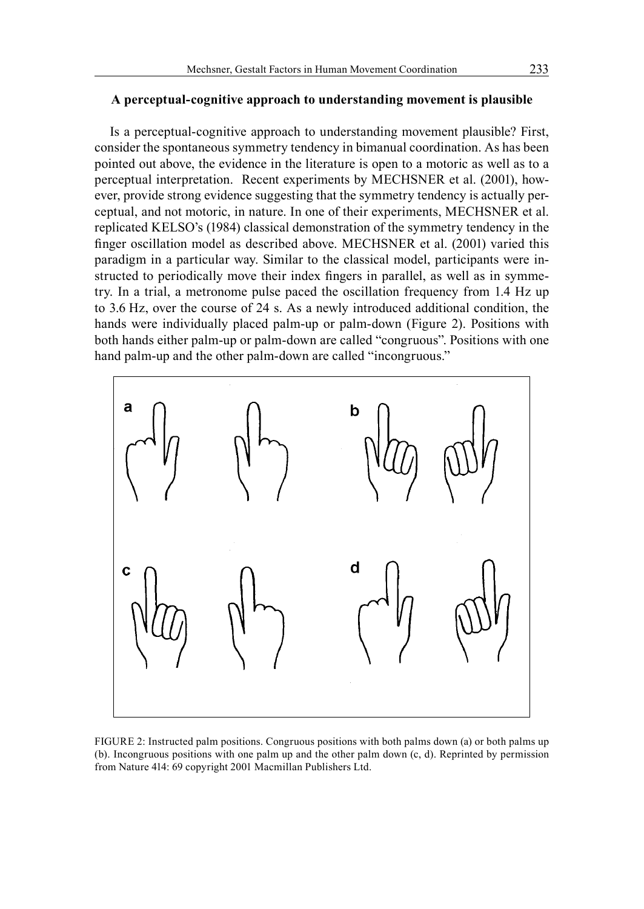### A perceptual-cognitive approach to understanding movement is plausible

Is a perceptual-cognitive approach to understanding movement plausible? First, consider the spontaneous symmetry tendency in bimanual coordination. As has been pointed out above, the evidence in the literature is open to a motoric as well as to a perceptual interpretation. Recent experiments by MECHSNER et al. (2001), however, provide strong evidence suggesting that the symmetry tendency is actually perceptual, and not motoric, in nature. In one of their experiments, MECHSNER et al. replicated KELSO's (1984) classical demonstration of the symmetry tendency in the finger oscillation model as described above. MECHSNER et al. (2001) varied this paradigm in a particular way. Similar to the classical model, participants were instructed to periodically move their index fingers in parallel, as well as in symmetry. In a trial, a metronome pulse paced the oscillation frequency from 1.4 Hz up to 3.6 Hz, over the course of 24 s. As a newly introduced additional condition, the hands were individually placed palm-up or palm-down (Figure 2). Positions with both hands either palm-up or palm-down are called "congruous". Positions with one hand palm-up and the other palm-down are called "incongruous."

FIGURE 2: Instructed palm positions. Congruous positions with both palms down (a) or both palms up (b). Incongruous positions with one palm up and the other palm down (c, d). Reprinted by permission from Nature 414: 69 copyright 2001 Macmillan Publishers Ltd.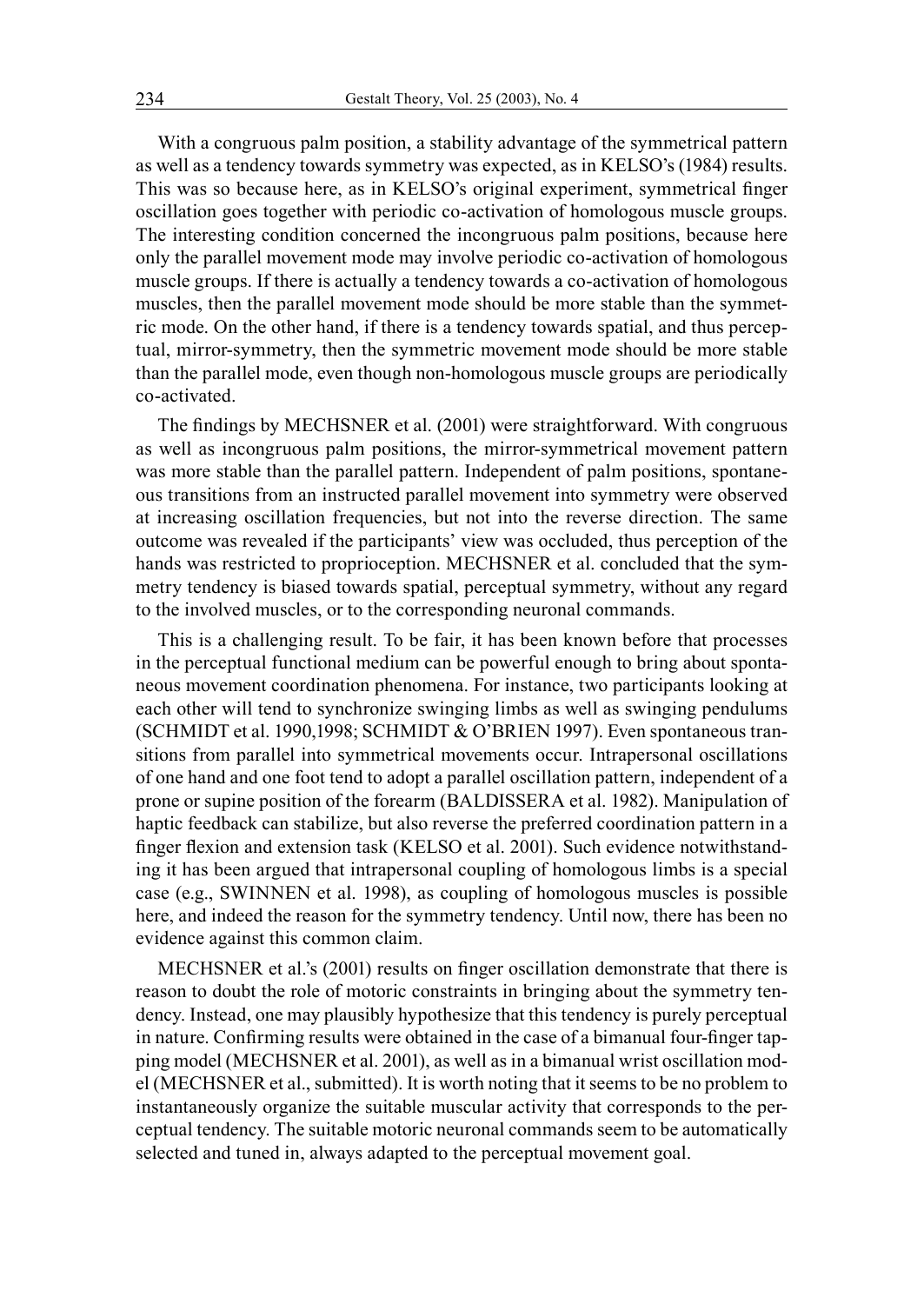With a congruous palm position, a stability advantage of the symmetrical pattern as well as a tendency towards symmetry was expected, as in KELSO's (1984) results. This was so because here, as in KELSO's original experiment, symmetrical finger oscillation goes together with periodic co-activation of homologous muscle groups. The interesting condition concerned the incongruous palm positions, because here only the parallel movement mode may involve periodic co-activation of homologous muscle groups. If there is actually a tendency towards a co-activation of homologous muscles, then the parallel movement mode should be more stable than the symmetric mode. On the other hand, if there is a tendency towards spatial, and thus perceptual, mirror-symmetry, then the symmetric movement mode should be more stable than the parallel mode, even though non-homologous muscle groups are periodically co-activated.

The findings by MECHSNER et al. (2001) were straightforward. With congruous as well as incongruous palm positions, the mirror-symmetrical movement pattern was more stable than the parallel pattern. Independent of palm positions, spontaneous transitions from an instructed parallel movement into symmetry were observed at increasing oscillation frequencies, but not into the reverse direction. The same outcome was revealed if the participants' view was occluded, thus perception of the hands was restricted to proprioception. MECHSNER et al. concluded that the symmetry tendency is biased towards spatial, perceptual symmetry, without any regard to the involved muscles, or to the corresponding neuronal commands.

This is a challenging result. To be fair, it has been known before that processes in the perceptual functional medium can be powerful enough to bring about spontaneous movement coordination phenomena. For instance, two participants looking at each other will tend to synchronize swinging limbs as well as swinging pendulums (SCHMIDT et al. 1990,1998; SCHMIDT & O'BRIEN 1997). Even spontaneous transitions from parallel into symmetrical movements occur. Intrapersonal oscillations of one hand and one foot tend to adopt a parallel oscillation pattern, independent of a prone or supine position of the forearm (BALDISSERA et al. 1982). Manipulation of haptic feedback can stabilize, but also reverse the preferred coordination pattern in a finger flexion and extension task (KELSO et al. 2001). Such evidence notwithstanding it has been argued that intrapersonal coupling of homologous limbs is a special case (e.g., SWINNEN et al. 1998), as coupling of homologous muscles is possible here, and indeed the reason for the symmetry tendency. Until now, there has been no evidence against this common claim.

MECHSNER et al.'s (2001) results on finger oscillation demonstrate that there is reason to doubt the role of motoric constraints in bringing about the symmetry tendency. Instead, one may plausibly hypothesize that this tendency is purely perceptual in nature. Confirming results were obtained in the case of a bimanual four-finger tapping model (MECHSNER et al. 2001), as well as in a bimanual wrist oscillation model (MECHSNER et al., submitted). It is worth noting that it seems to be no problem to instantaneously organize the suitable muscular activity that corresponds to the perceptual tendency. The suitable motoric neuronal commands seem to be automatically selected and tuned in, always adapted to the perceptual movement goal.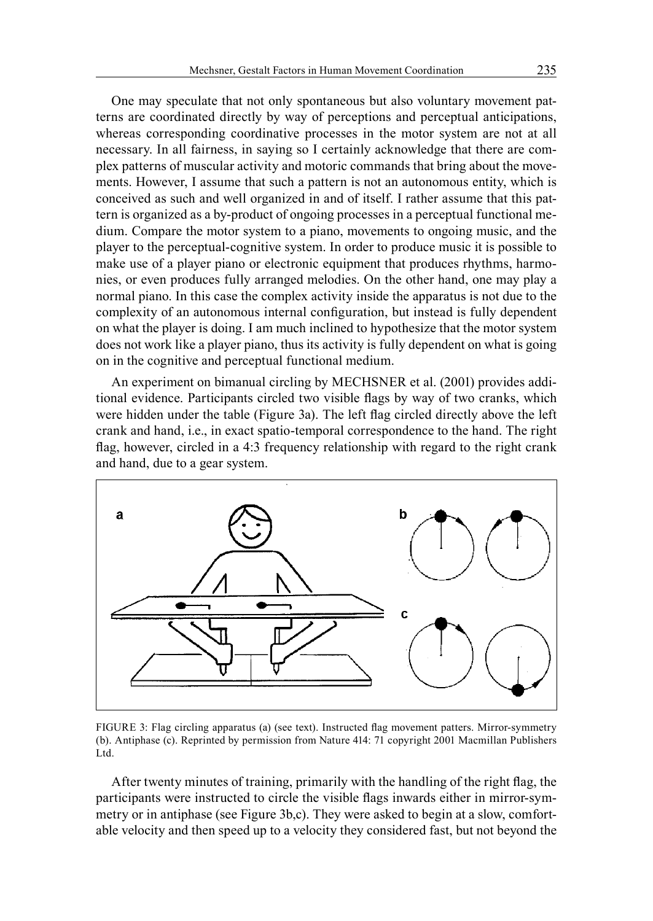One may speculate that not only spontaneous but also voluntary movement patterns are coordinated directly by way of perceptions and perceptual anticipations, whereas corresponding coordinative processes in the motor system are not at all necessary. In all fairness, in saying so I certainly acknowledge that there are complex patterns of muscular activity and motoric commands that bring about the movements. However, I assume that such a pattern is not an autonomous entity, which is conceived as such and well organized in and of itself. I rather assume that this pattern is organized as a by-product of ongoing processes in a perceptual functional medium. Compare the motor system to a piano, movements to ongoing music, and the player to the perceptual-cognitive system. In order to produce music it is possible to make use of a player piano or electronic equipment that produces rhythms, harmonies, or even produces fully arranged melodies. On the other hand, one may play a normal piano. In this case the complex activity inside the apparatus is not due to the complexity of an autonomous internal configuration, but instead is fully dependent on what the player is doing. I am much inclined to hypothesize that the motor system does not work like a player piano, thus its activity is fully dependent on what is going on in the cognitive and perceptual functional medium.

An experiment on bimanual circling by MECHSNER et al. (2001) provides additional evidence. Participants circled two visible flags by way of two cranks, which were hidden under the table (Figure 3a). The left flag circled directly above the left crank and hand, i.e., in exact spatio-temporal correspondence to the hand. The right flag, however, circled in a 4:3 frequency relationship with regard to the right crank and hand, due to a gear system.

FIGURE 3: Flag circling apparatus (a) (see text). Instructed flag movement patters. Mirror-symmetry (b). Antiphase (c). Reprinted by permission from Nature 414: 71 copyright 2001 Macmillan Publishers Ltd.

After twenty minutes of training, primarily with the handling of the right flag, the participants were instructed to circle the visible flags inwards either in mirror-symmetry or in antiphase (see Figure 3b,c). They were asked to begin at a slow, comfortable velocity and then speed up to a velocity they considered fast, but not beyond the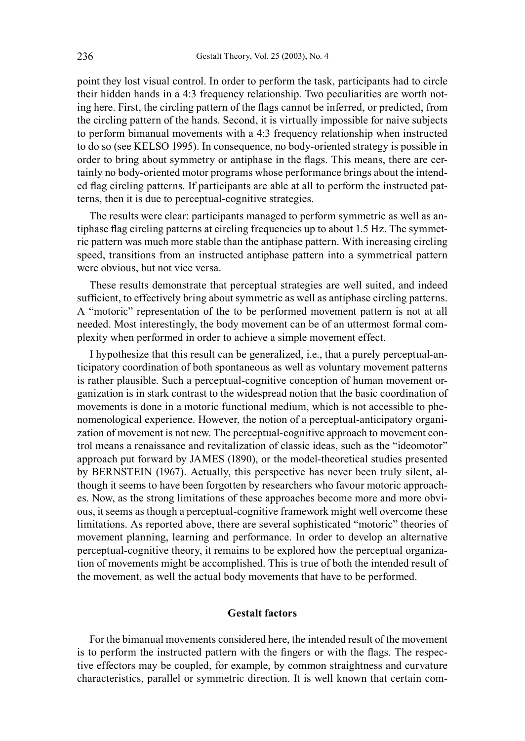point they lost visual control. In order to perform the task, participants had to circle their hidden hands in a 4:3 frequency relationship. Two peculiarities are worth noting here. First, the circling pattern of the flags cannot be inferred, or predicted, from the circling pattern of the hands. Second, it is virtually impossible for naive subjects to perform bimanual movements with a 4:3 frequency relationship when instructed to do so (see KELSO 1995). In consequence, no body-oriented strategy is possible in order to bring about symmetry or antiphase in the flags. This means, there are certainly no body-oriented motor programs whose performance brings about the intended flag circling patterns. If participants are able at all to perform the instructed patterns, then it is due to perceptual-cognitive strategies.

The results were clear: participants managed to perform symmetric as well as antiphase flag circling patterns at circling frequencies up to about 1.5 Hz. The symmetric pattern was much more stable than the antiphase pattern. With increasing circling speed, transitions from an instructed antiphase pattern into a symmetrical pattern were obvious, but not vice versa.

These results demonstrate that perceptual strategies are well suited, and indeed sufficient, to effectively bring about symmetric as well as antiphase circling patterns. A "motoric" representation of the to be performed movement pattern is not at all needed. Most interestingly, the body movement can be of an uttermost formal complexity when performed in order to achieve a simple movement effect.

I hypothesize that this result can be generalized, i.e., that a purely perceptual-anticipatory coordination of both spontaneous as well as voluntary movement patterns is rather plausible. Such a perceptual-cognitive conception of human movement organization is in stark contrast to the widespread notion that the basic coordination of movements is done in a motoric functional medium, which is not accessible to phenomenological experience. However, the notion of a perceptual-anticipatory organization of movement is not new. The perceptual-cognitive approach to movement control means a renaissance and revitalization of classic ideas, such as the "ideomotor" approach put forward by JAMES (1890), or the model-theoretical studies presented by BERNSTEIN (1967). Actually, this perspective has never been truly silent, although it seems to have been forgotten by researchers who favour motoric approaches. Now, as the strong limitations of these approaches become more and more obvious, it seems as though a perceptual-cognitive framework might well overcome these limitations. As reported above, there are several sophisticated "motoric" theories of movement planning, learning and performance. In order to develop an alternative perceptual-cognitive theory, it remains to be explored how the perceptual organization of movements might be accomplished. This is true of both the intended result of the movement, as well the actual body movements that have to be performed.

## Gestalt factors

For the bimanual movements considered here, the intended result of the movement is to perform the instructed pattern with the fingers or with the flags. The respective effectors may be coupled, for example, by common straightness and curvature characteristics, parallel or symmetric direction. It is well known that certain com-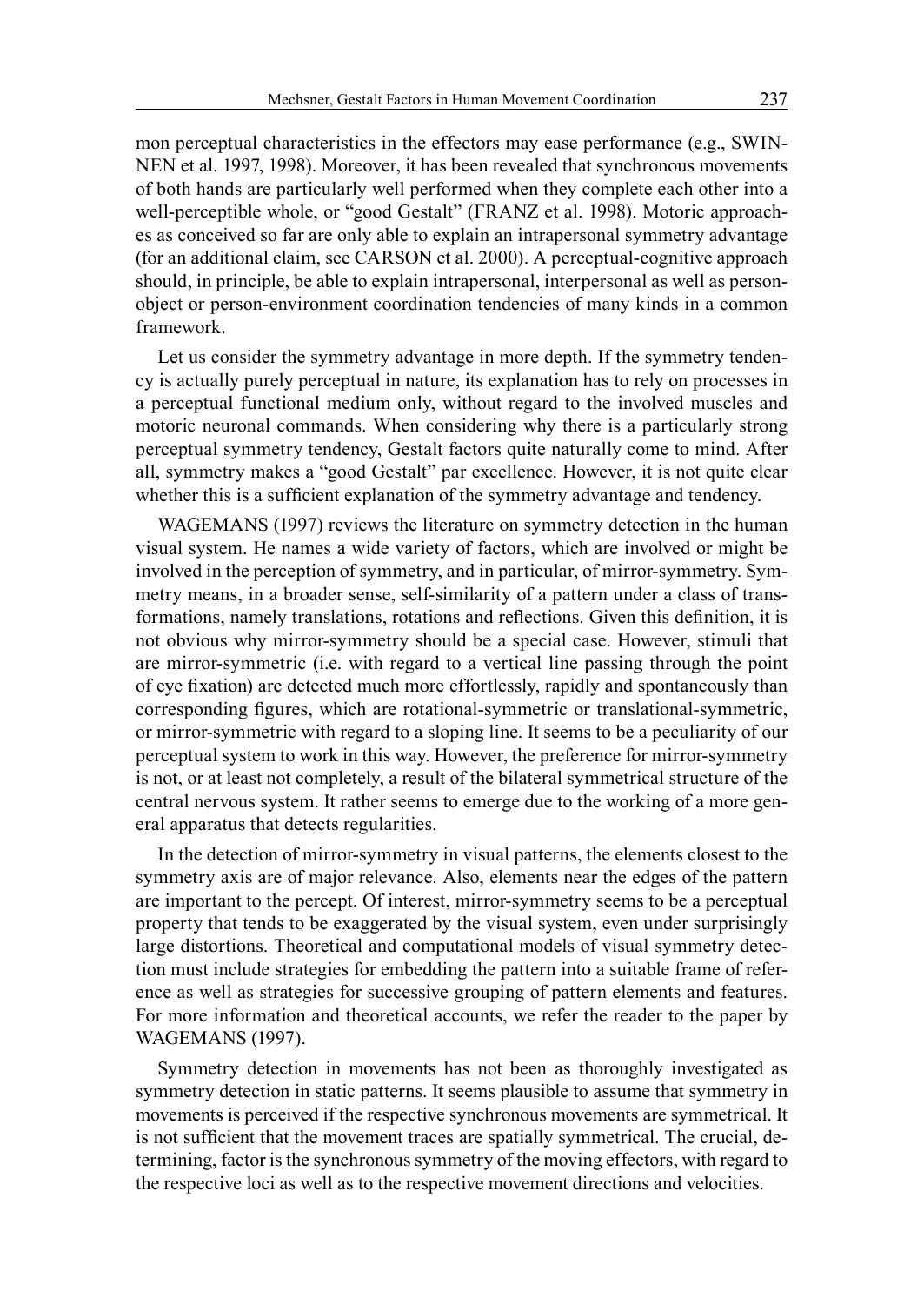mon perceptual characteristics in the effectors may ease performance (e.g., SWINNEN et al. 1997, 1998). Moreover, it has been revealed that synchronous movements of both hands are particularly well performed when they complete each other into a well-perceptible whole, or "good Gestalt" (FRANZ et al. 1998). Motoric approaches as conceived so far are only able to explain an intrapersonal symmetry advantage (for an additional claim, see CARSON et al. 2000). A perceptual-cognitive approach should, in principle, be able to explain intrapersonal, interpersonal as well as person-object or person-environment coordination tendencies of many kinds in a common framework.

Let us consider the symmetry advantage in more depth. If the symmetry tendency is actually purely perceptual in nature, its explanation has to rely on processes in a perceptual functional medium only, without regard to the involved muscles and motoric neuronal commands. When considering why there is a particularly strong perceptual symmetry tendency, Gestalt factors quite naturally come to mind. After all, symmetry makes a "good Gestalt" par excellence. However, it is not quite clear whether this is a sufficient explanation of the symmetry advantage and tendency.

WAGEMANS (1997) reviews the literature on symmetry detection in the human visual system. He names a wide variety of factors, which are involved or might be involved in the perception of symmetry, and in particular, of mirror-symmetry. Symmetry means, in a broader sense, self-similarity of a pattern under a class of transformations, namely translations, rotations and reflections. Given this definition, it is not obvious why mirror-symmetry should be a special case. However, stimuli that are mirror-symmetric (i.e. with regard to a vertical line passing through the point of eye fixation) are detected much more effortlessly, rapidly and spontaneously than corresponding figures, which are rotational-symmetric or translational-symmetric, or mirror-symmetric with regard to a sloping line. It seems to be a peculiarity of our perceptual system to work in this way. However, the preference for mirror-symmetry is not, or at least not completely, a result of the bilateral symmetrical structure of the central nervous system. It rather seems to emerge due to the working of a more general apparatus that detects regularities.

In the detection of mirror-symmetry in visual patterns, the elements closest to the symmetry axis are of major relevance. Also, elements near the edges of the pattern are important to the percept. Of interest, mirror-symmetry seems to be a perceptual property that tends to be exaggerated by the visual system, even under surprisingly large distortions. Theoretical and computational models of visual symmetry detection must include strategies for embedding the pattern into a suitable frame of reference as well as strategies for successive grouping of pattern elements and features. For more information and theoretical accounts, we refer the reader to the paper by WAGEMANS (1997).

Symmetry detection in movements has not been as thoroughly investigated as symmetry detection in static patterns. It seems plausible to assume that symmetry in movements is perceived if the respective synchronous movements are symmetrical. It is not sufficient that the movement traces are spatially symmetrical. The crucial, determining, factor is the synchronous symmetry of the moving effectors, with regard to the respective loci as well as to the respective movement directions and velocities.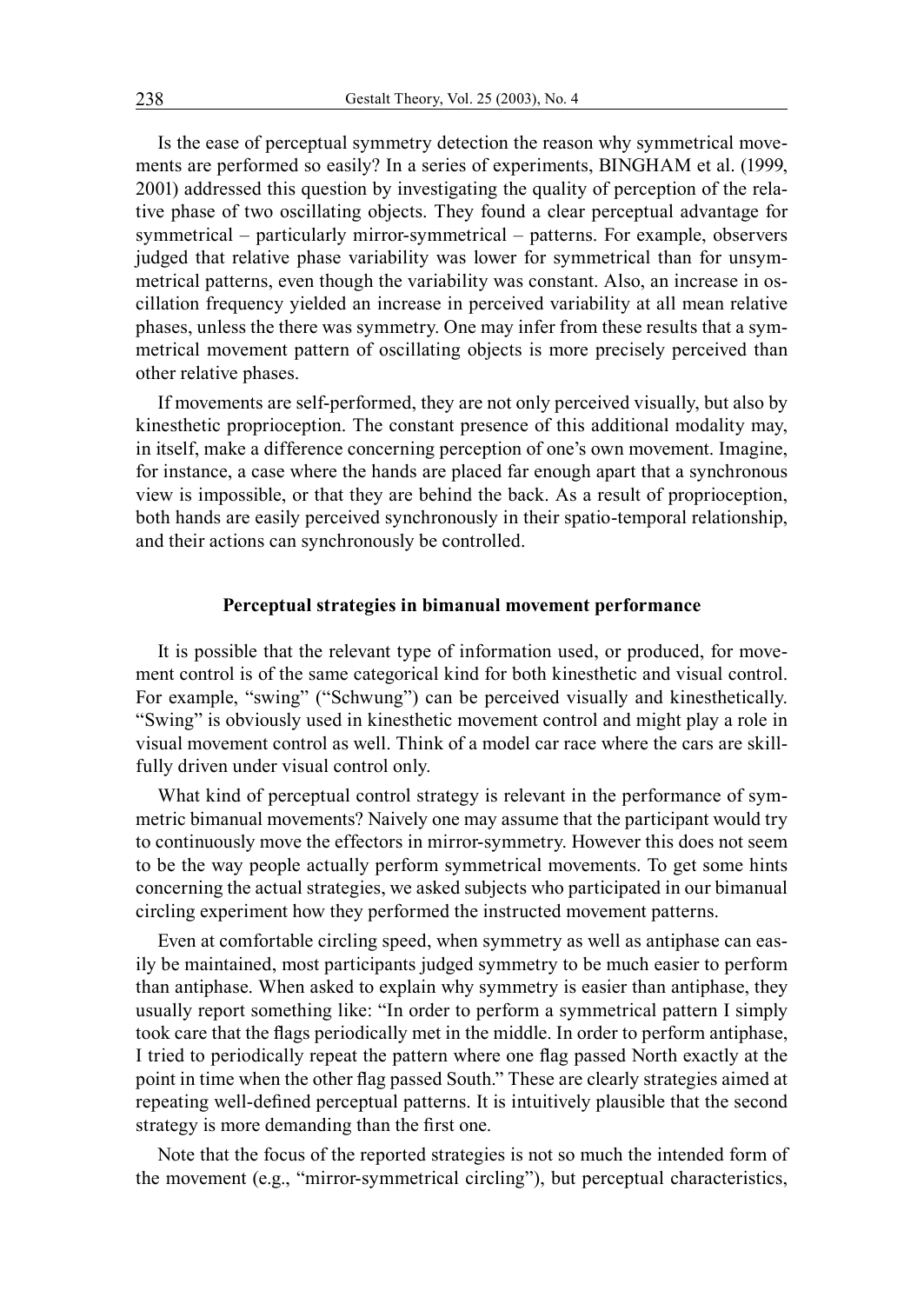Is the ease of perceptual symmetry detection the reason why symmetrical movements are performed so easily? In a series of experiments, BINGHAM et al. (1999, 2001) addressed this question by investigating the quality of perception of the relative phase of two oscillating objects. They found a clear perceptual advantage for symmetrical – particularly mirror-symmetrical – patterns. For example, observers judged that relative phase variability was lower for symmetrical than for unsymmetrical patterns, even though the variability was constant. Also, an increase in oscillation frequency yielded an increase in perceived variability at all mean relative phases, unless the there was symmetry. One may infer from these results that a symmetrical movement pattern of oscillating objects is more precisely perceived than other relative phases.

If movements are self-performed, they are not only perceived visually, but also by kinesthetic proprioception. The constant presence of this additional modality may, in itself, make a difference concerning perception of one's own movement. Imagine, for instance, a case where the hands are placed far enough apart that a synchronous view is impossible, or that they are behind the back. As a result of proprioception, both hands are easily perceived synchronously in their spatio-temporal relationship, and their actions can synchronously be controlled.

## Perceptual strategies in bimanual movement performance

It is possible that the relevant type of information used, or produced, for movement control is of the same categorical kind for both kinesthetic and visual control. For example, "swing" ("Schwung") can be perceived visually and kinesthetically. "Swing" is obviously used in kinesthetic movement control and might play a role in visual movement control as well. Think of a model car race where the cars are skillfully driven under visual control only.

What kind of perceptual control strategy is relevant in the performance of symmetric bimanual movements? Naively one may assume that the participant would try to continuously move the effectors in mirror-symmetry. However this does not seem to be the way people actually perform symmetrical movements. To get some hints concerning the actual strategies, we asked subjects who participated in our bimanual circling experiment how they performed the instructed movement patterns.

Even at comfortable circling speed, when symmetry as well as antiphase can easily be maintained, most participants judged symmetry to be much easier to perform than antiphase. When asked to explain why symmetry is easier than antiphase, they usually report something like: "In order to perform a symmetrical pattern I simply took care that the flags periodically met in the middle. In order to perform antiphase, I tried to periodically repeat the pattern where one flag passed North exactly at the point in time when the other flag passed South." These are clearly strategies aimed at repeating well-defined perceptual patterns. It is intuitively plausible that the second strategy is more demanding than the first one.

Note that the focus of the reported strategies is not so much the intended form of the movement (e.g., "mirror-symmetrical circling"), but perceptual characteristics,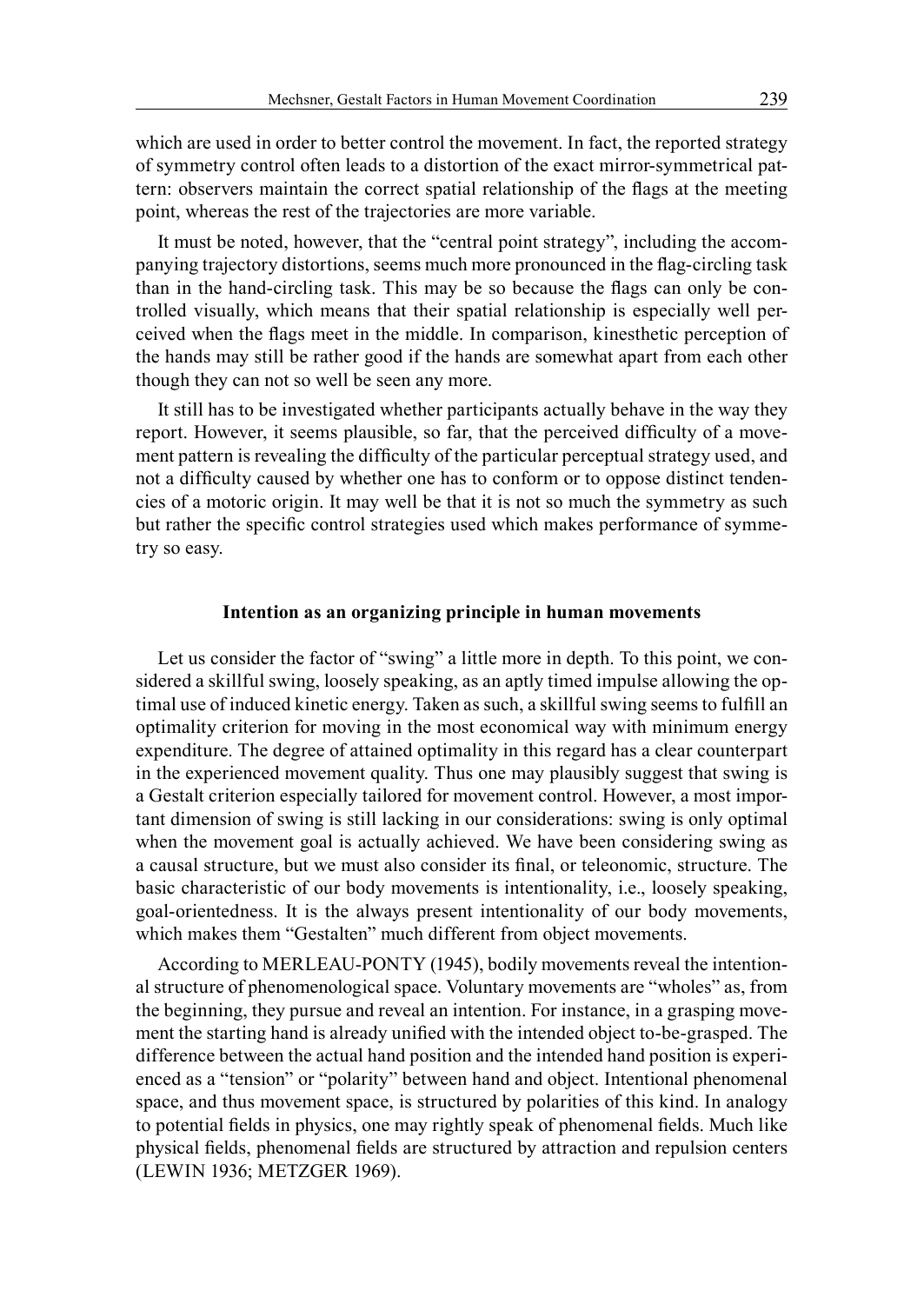which are used in order to better control the movement. In fact, the reported strategy of symmetry control often leads to a distortion of the exact mirror-symmetrical pattern: observers maintain the correct spatial relationship of the flags at the meeting point, whereas the rest of the trajectories are more variable.

It must be noted, however, that the "central point strategy", including the accompanying trajectory distortions, seems much more pronounced in the flag-circling task than in the hand-circling task. This may be so because the flags can only be controlled visually, which means that their spatial relationship is especially well perceived when the flags meet in the middle. In comparison, kinesthetic perception of the hands may still be rather good if the hands are somewhat apart from each other though they can not so well be seen any more.

It still has to be investigated whether participants actually behave in the way they report. However, it seems plausible, so far, that the perceived difficulty of a movement pattern is revealing the difficulty of the particular perceptual strategy used, and not a difficulty caused by whether one has to conform or to oppose distinct tendencies of a motoric origin. It may well be that it is not so much the symmetry as such but rather the specific control strategies used which makes performance of symmetry so easy.

## Intention as an organizing principle in human movements

Let us consider the factor of "swing" a little more in depth. To this point, we considered a skillful swing, loosely speaking, as an aptly timed impulse allowing the optimal use of induced kinetic energy. Taken as such, a skillful swing seems to fulfill an optimality criterion for moving in the most economical way with minimum energy expenditure. The degree of attained optimality in this regard has a clear counterpart in the experienced movement quality. Thus one may plausibly suggest that swing is a Gestalt criterion especially tailored for movement control. However, a most important dimension of swing is still lacking in our considerations: swing is only optimal when the movement goal is actually achieved. We have been considering swing as a causal structure, but we must also consider its final, or teleonomic, structure. The basic characteristic of our body movements is intentionality, i.e., loosely speaking, goal-orientedness. It is the always present intentionality of our body movements, which makes them "Gestalten" much different from object movements.

According to MERLEAU-PONTY (1945), bodily movements reveal the intentional structure of phenomenological space. Voluntary movements are "wholes" as, from the beginning, they pursue and reveal an intention. For instance, in a grasping movement the starting hand is already unified with the intended object to-be-grasped. The difference between the actual hand position and the intended hand position is experienced as a "tension" or "polarity" between hand and object. Intentional phenomenal space, and thus movement space, is structured by polarities of this kind. In analogy to potential fields in physics, one may rightly speak of phenomenal fields. Much like physical fields, phenomenal fields are structured by attraction and repulsion centers (LEWIN 1936; METZGER 1969).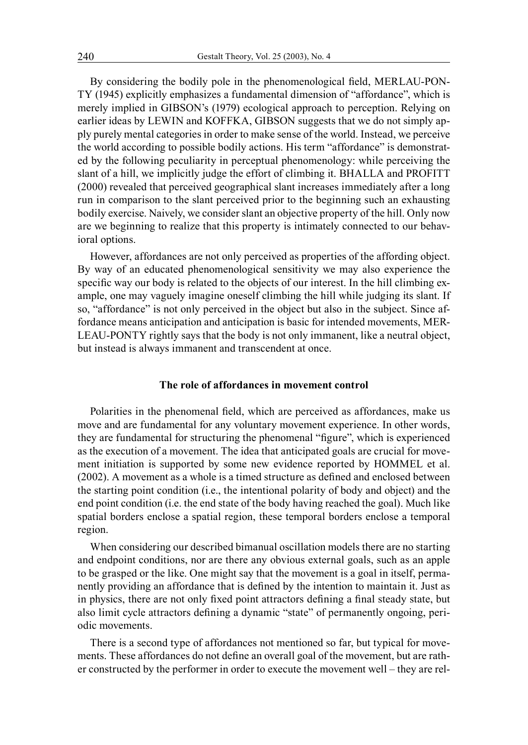By considering the bodily pole in the phenomenological field, MERLAU-PONTY (1945) explicitly emphasizes a fundamental dimension of "affordance", which is merely implied in GIBSON's (1979) ecological approach to perception. Relying on earlier ideas by LEWIN and KOFFKA, GIBSON suggests that we do not simply apply purely mental categories in order to make sense of the world. Instead, we perceive the world according to possible bodily actions. His term "affordance" is demonstrated by the following peculiarity in perceptual phenomenology: while perceiving the slant of a hill, we implicitly judge the effort of climbing it. BHALLA and PROFITT (2000) revealed that perceived geographical slant increases immediately after a long run in comparison to the slant perceived prior to the beginning such an exhausting bodily exercise. Naively, we consider slant an objective property of the hill. Only now are we beginning to realize that this property is intimately connected to our behavioral options.

However, affordances are not only perceived as properties of the affording object. By way of an educated phenomenological sensitivity we may also experience the specific way our body is related to the objects of our interest. In the hill climbing example, one may vaguely imagine oneself climbing the hill while judging its slant. If so, "affordance" is not only perceived in the object but also in the subject. Since affordance means anticipation and anticipation is basic for intended movements, MERLEAU-PONTY rightly says that the body is not only immanent, like a neutral object, but instead is always immanent and transcendent at once.

## The role of affordances in movement control

Polarities in the phenomenal field, which are perceived as affordances, make us move and are fundamental for any voluntary movement experience. In other words, they are fundamental for structuring the phenomenal "figure", which is experienced as the execution of a movement. The idea that anticipated goals are crucial for movement initiation is supported by some new evidence reported by HOMMEL et al. (2002). A movement as a whole is a timed structure as defined and enclosed between the starting point condition (i.e., the intentional polarity of body and object) and the end point condition (i.e. the end state of the body having reached the goal). Much like spatial borders enclose a spatial region, these temporal borders enclose a temporal region.

When considering our described bimanual oscillation models there are no starting and endpoint conditions, nor are there any obvious external goals, such as an apple to be grasped or the like. One might say that the movement is a goal in itself, permanently providing an affordance that is defined by the intention to maintain it. Just as in physics, there are not only fixed point attractors defining a final steady state, but also limit cycle attractors defining a dynamic "state" of permanently ongoing, periodic movements.

There is a second type of affordances not mentioned so far, but typical for movements. These affordances do not define an overall goal of the movement, but are rather constructed by the performer in order to execute the movement well – they are rel-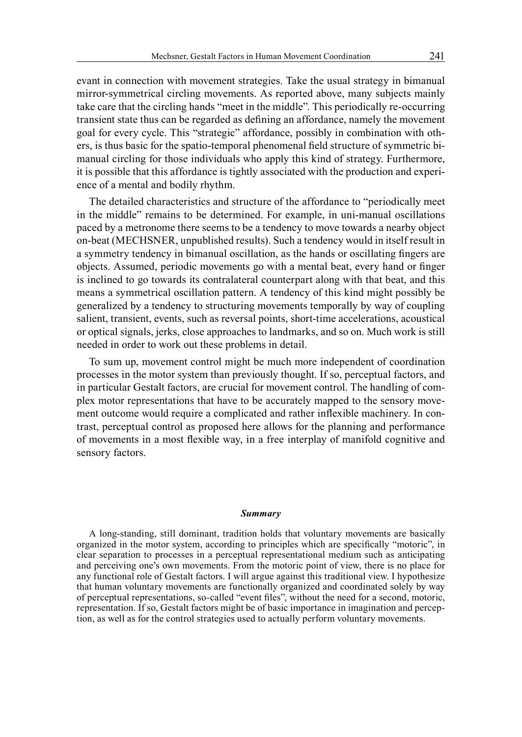evant in connection with movement strategies. Take the usual strategy in bimanual mirror-symmetrical circling movements. As reported above, many subjects mainly take care that the circling hands "meet in the middle". This periodically re-occurring transient state thus can be regarded as defining an affordance, namely the movement goal for every cycle. This "strategic" affordance, possibly in combination with others, is thus basic for the spatio-temporal phenomenal field structure of symmetric bimanual circling for those individuals who apply this kind of strategy. Furthermore, it is possible that this affordance is tightly associated with the production and experience of a mental and bodily rhythm.

The detailed characteristics and structure of the affordance to "periodically meet in the middle" remains to be determined. For example, in uni-manual oscillations paced by a metronome there seems to be a tendency to move towards a nearby object on-beat (MECHSNER, unpublished results). Such a tendency would in itself result in a symmetry tendency in bimanual oscillation, as the hands or oscillating fingers are objects. Assumed, periodic movements go with a mental beat, every hand or finger is inclined to go towards its contralateral counterpart along with that beat, and this means a symmetrical oscillation pattern. A tendency of this kind might possibly be generalized by a tendency to structuring movements temporally by way of coupling salient, transient, events, such as reversal points, short-time accelerations, acoustical or optical signals, jerks, close approaches to landmarks, and so on. Much work is still needed in order to work out these problems in detail.

To sum up, movement control might be much more independent of coordination processes in the motor system than previously thought. If so, perceptual factors, and in particular Gestalt factors, are crucial for movement control. The handling of complex motor representations that have to be accurately mapped to the sensory movement outcome would require a complicated and rather inflexible machinery. In contrast, perceptual control as proposed here allows for the planning and performance of movements in a most flexible way, in a free interplay of manifold cognitive and sensory factors.

### *Summary*

A long-standing, still dominant, tradition holds that voluntary movements are basically organized in the motor system, according to principles which are specifically "motoric", in clear separation to processes in a perceptual representational medium such as anticipating and perceiving one's own movements. From the motoric point of view, there is no place for any functional role of Gestalt factors. I will argue against this traditional view. I hypothesize that human voluntary movements are functionally organized and coordinated solely by way of perceptual representations, so-called "event files", without the need for a second, motoric, representation. If so, Gestalt factors might be of basic importance in imagination and perception, as well as for the control strategies used to actually perform voluntary movements.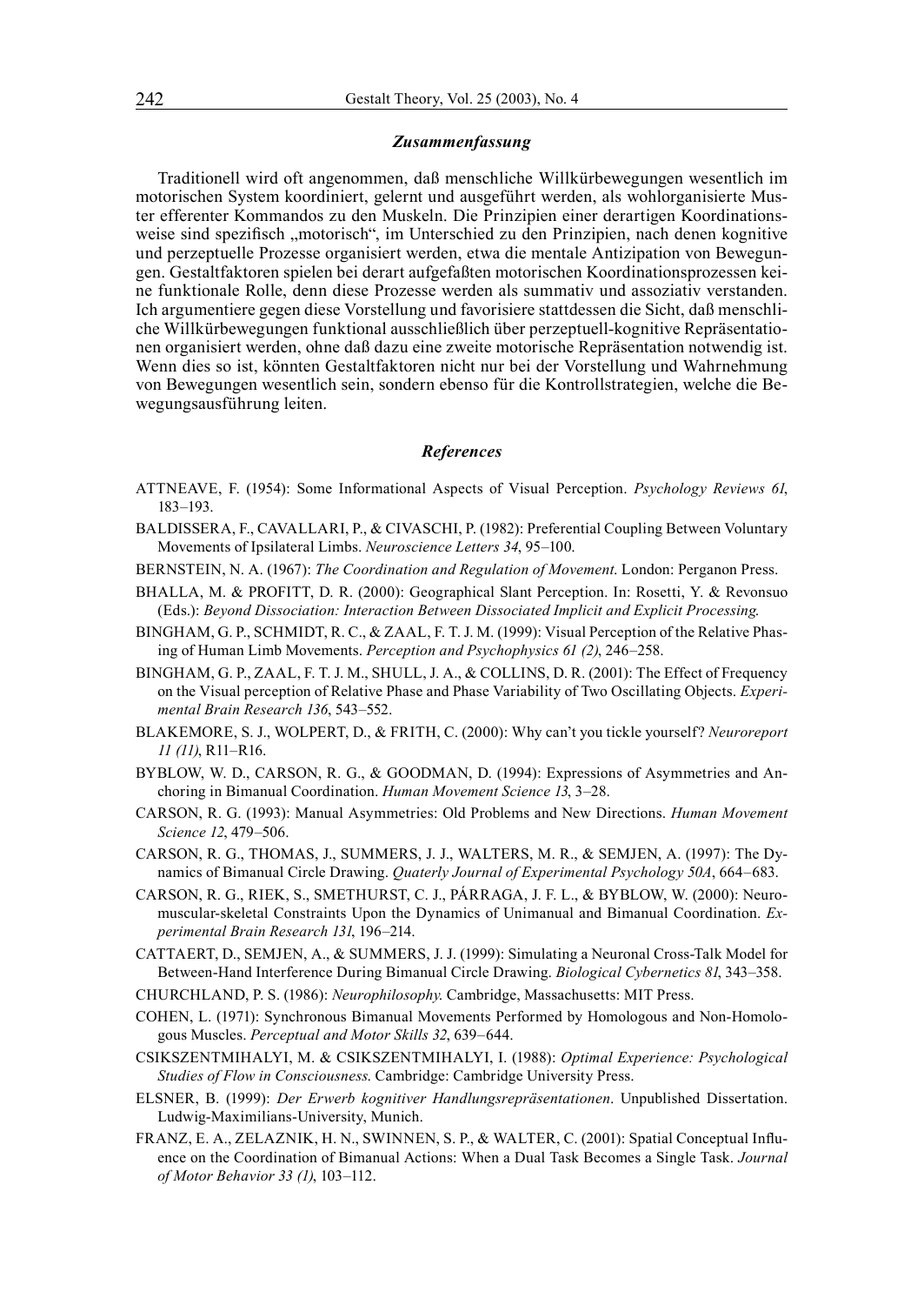### *Zusammenfassung*

Traditionell wird oft angenommen, daß menschliche Willkürbewegungen wesentlich im motorischen System koordiniert, gelernt und ausgeführt werden, als wohlorganisierte Muster efferenter Kommandos zu den Muskeln. Die Prinzipien einer derartigen Koordinationsweise sind spezifisch „motorisch", im Unterschied zu den Prinzipien, nach denen kognitive und perzeptuelle Prozesse organisiert werden, etwa die mentale Antizipation von Bewegungen. Gestaltfaktoren spielen bei derart aufgefaßten motorischen Koordinationsprozessen keine funktionale Rolle, denn diese Prozesse werden als summativ und assoziativ verstanden. Ich argumentiere gegen diese Vorstellung und favorisiere stattdessen die Sicht, daß menschliche Willkürbewegungen funktional ausschließlich über perzeptuell-kognitive Repräsentationen organisiert werden, ohne daß dazu eine zweite motorische Repräsentation notwendig ist. Wenn dies so ist, könnten Gestaltfaktoren nicht nur bei der Vorstellung und Wahrnehmung von Bewegungen wesentlich sein, sondern ebenso für die Kontrollstrategien, welche die Bewegungsausführung leiten.

### *References*

ATTNEAVE, F. (1954): Some Informational Aspects of Visual Perception. *Psychology Reviews 61*, 183–193.

BALDISSERA, F., CAVALLARI, P., & CIVASCHI, P. (1982): Preferential Coupling Between Voluntary Movements of Ipsilateral Limbs. *Neuroscience Letters 34*, 95–100.

BERNSTEIN, N. A. (1967): *The Coordination and Regulation of Movement*. London: Perganon Press.

BHALLA, M. & PROFITT, D. R. (2000): Geographical Slant Perception. In: Rosetti, Y. & Revonsuo (Eds.): *Beyond Dissociation: Interaction Between Dissociated Implicit and Explicit Processing*.

BINGHAM, G. P., SCHMIDT, R. C., & ZAAL, F. T. J. M. (1999): Visual Perception of the Relative Phasing of Human Limb Movements. *Perception and Psychophysics 61 (2)*, 246–258.

BINGHAM, G. P., ZAAL, F. T. J. M., SHULL, J. A., & COLLINS, D. R. (2001): The Effect of Frequency on the Visual perception of Relative Phase and Phase Variability of Two Oscillating Objects. *Experimental Brain Research 136*, 543–552.

BLAKEMORE, S. J., WOLPERT, D., & FRITH, C. (2000): Why can't you tickle yourself? *Neuroreport 11 (11)*, R11–R16.

BYBLOW, W. D., CARSON, R. G., & GOODMAN, D. (1994): Expressions of Asymmetries and Anchoring in Bimanual Coordination. *Human Movement Science 13*, 3–28.

CARSON, R. G. (1993): Manual Asymmetries: Old Problems and New Directions. *Human Movement Science 12*, 479–506.

CARSON, R. G., THOMAS, J., SUMMERS, J. J., WALTERS, M. R., & SEMJEN, A. (1997): The Dynamics of Bimanual Circle Drawing. *Quaterly Journal of Experimental Psychology 50A*, 664–683.

CARSON, R. G., RIEK, S., SMETHURST, C. J., PÁRRAGA, J. F. L., & BYBLOW, W. (2000): Neuromuscular-skeletal Constraints Upon the Dynamics of Unimanual and Bimanual Coordination. *Experimental Brain Research 131*, 196–214.

CATTAERT, D., SEMJEN, A., & SUMMERS, J. J. (1999): Simulating a Neuronal Cross-Talk Model for Between-Hand Interference During Bimanual Circle Drawing. *Biological Cybernetics 81*, 343–358.

CHURCHLAND, P. S. (1986): *Neurophilosophy*. Cambridge, Massachusetts: MIT Press.

COHEN, L. (1971): Synchronous Bimanual Movements Performed by Homologous and Non-Homologous Muscles. *Perceptual and Motor Skills 32*, 639–644.

CSIKSZENTMIHALYI, M. & CSIKSZENTMIHALYI, I. (1988): *Optimal Experience: Psychological Studies of Flow in Consciousness*. Cambridge: Cambridge University Press.

ELSNER, B. (1999): *Der Erwerb kognitiver Handlungsrepräsentationen*. Unpublished Dissertation. Ludwig-Maximilians-University, Munich.

FRANZ, E. A., ZELAZNIK, H. N., SWINNEN, S. P., & WALTER, C. (2001): Spatial Conceptual Influence on the Coordination of Bimanual Actions: When a Dual Task Becomes a Single Task. *Journal of Motor Behavior 33 (1)*, 103–112.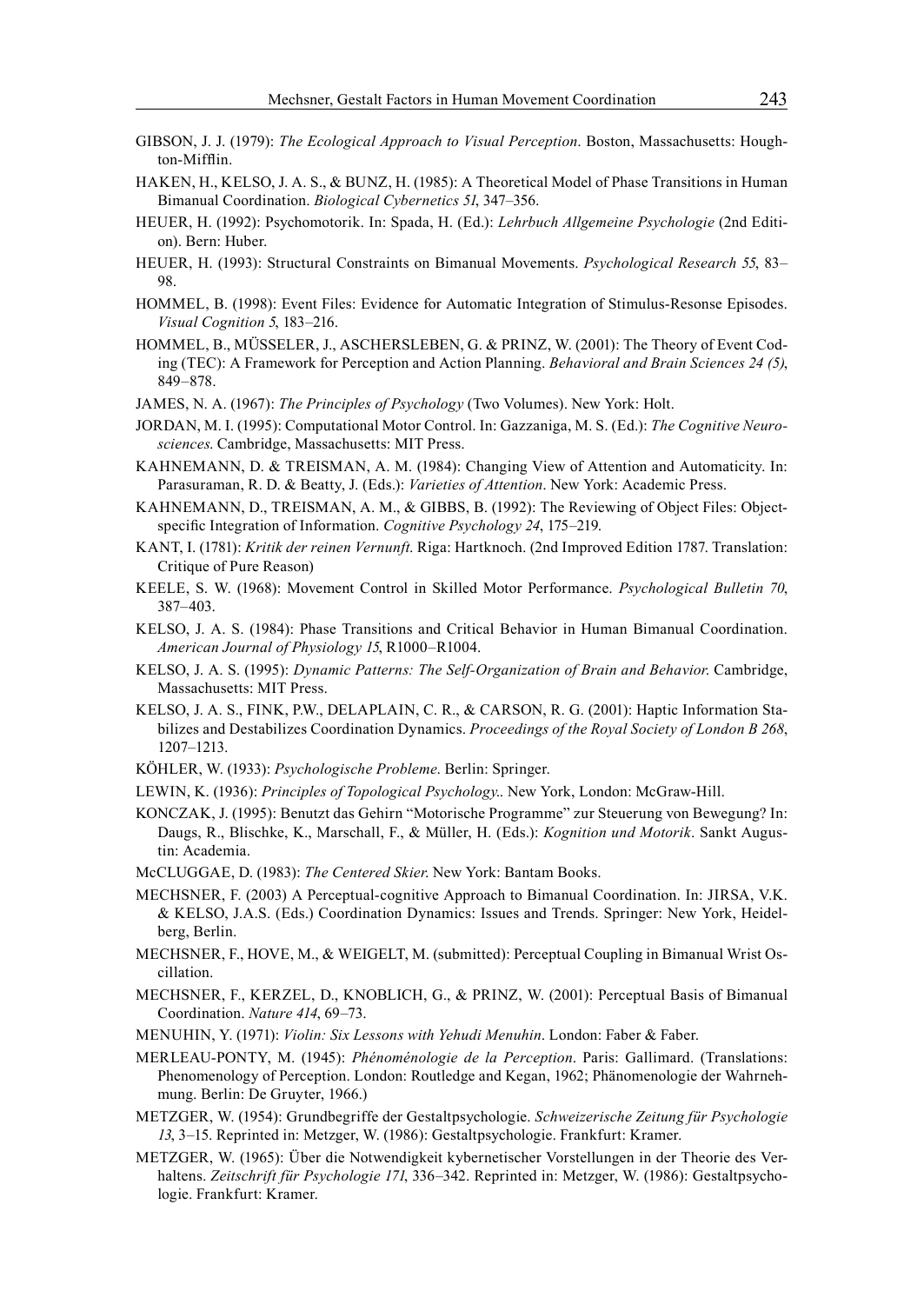GIBSON, J. J. (1979): *The Ecological Approach to Visual Perception*. Boston, Massachusetts: Houghton-Mifflin.

HAKEN, H., KELSO, J. A. S., & BUNZ, H. (1985): A Theoretical Model of Phase Transitions in Human Bimanual Coordination. *Biological Cybernetics 51*, 347–356.

HEUER, H. (1992): Psychomotorik. In: Spada, H. (Ed.): *Lehrbuch Allgemeine Psychologie* (2nd Edition). Bern: Huber.

HEUER, H. (1993): Structural Constraints on Bimanual Movements. *Psychological Research 55*, 83–98.

HOMMEL, B. (1998): Event Files: Evidence for Automatic Integration of Stimulus-Resonse Episodes. *Visual Cognition 5*, 183–216.

HOMMEL, B., MÜSSELER, J., ASCHERSLEBEN, G. & PRINZ, W. (2001): The Theory of Event Coding (TEC): A Framework for Perception and Action Planning. *Behavioral and Brain Sciences 24 (5)*, 849–878.

JAMES, N. A. (1967): *The Principles of Psychology* (Two Volumes). New York: Holt.

JORDAN, M. I. (1995): Computational Motor Control. In: Gazzaniga, M. S. (Ed.): *The Cognitive Neurosciences*. Cambridge, Massachusetts: MIT Press.

KAHNEMANN, D. & TREISMAN, A. M. (1984): Changing View of Attention and Automaticity. In: Parasuraman, R. D. & Beatty, J. (Eds.): *Varieties of Attention*. New York: Academic Press.

KAHNEMANN, D., TREISMAN, A. M., & GIBBS, B. (1992): The Reviewing of Object Files: Object-specific Integration of Information. *Cognitive Psychology 24*, 175–219.

KANT, I. (1781): *Kritik der reinen Vernunft*. Riga: Hartknoch. (2nd Improved Edition 1787. Translation: Critique of Pure Reason)

KEELE, S. W. (1968): Movement Control in Skilled Motor Performance. *Psychological Bulletin 70*, 387–403.

KELSO, J. A. S. (1984): Phase Transitions and Critical Behavior in Human Bimanual Coordination. *American Journal of Physiology 15*, R1000–R1004.

KELSO, J. A. S. (1995): *Dynamic Patterns: The Self-Organization of Brain and Behavior*. Cambridge, Massachusetts: MIT Press.

KELSO, J. A. S., FINK, P.W., DELAPLAIN, C. R., & CARSON, R. G. (2001): Haptic Information Stabilizes and Destabilizes Coordination Dynamics. *Proceedings of the Royal Society of London B 268*, 1207–1213.

KÖHLER, W. (1933): *Psychologische Probleme*. Berlin: Springer.

LEWIN, K. (1936): *Principles of Topological Psychology.*. New York, London: McGraw-Hill.

KONCZAK, J. (1995): Benutzt das Gehirn "Motorische Programme" zur Steuerung von Bewegung? In: Daugs, R., Blischke, K., Marschall, F., & Müller, H. (Eds.): *Kognition und Motorik*. Sankt Augustin: Academia.

McCLUGGAE, D. (1983): *The Centered Skier*. New York: Bantam Books.

MECHSNER, F. (2003) A Perceptual-cognitive Approach to Bimanual Coordination. In: JIRSA, V.K. & KELSO, J.A.S. (Eds.) Coordination Dynamics: Issues and Trends. Springer: New York, Heidelberg, Berlin.

MECHSNER, F., HOVE, M., & WEIGELT, M. (submitted): Perceptual Coupling in Bimanual Wrist Oscillation.

MECHSNER, F., KERZEL, D., KNOBLICH, G., & PRINZ, W. (2001): Perceptual Basis of Bimanual Coordination. *Nature 414*, 69–73.

MENUHIN, Y. (1971): *Violin: Six Lessons with Yehudi Menuhin*. London: Faber & Faber.

MERLEAU-PONTY, M. (1945): *Phénoménologie de la Perception*. Paris: Gallimard. (Translations: Phenomenology of Perception. London: Routledge and Kegan, 1962; Phänomenologie der Wahrnehmung. Berlin: De Gruyter, 1966.)

METZGER, W. (1954): Grundbegriffe der Gestaltpsychologie. *Schweizerische Zeitung für Psychologie 13*, 3–15. Reprinted in: Metzger, W. (1986): Gestaltpsychologie. Frankfurt: Kramer.

METZGER, W. (1965): Über die Notwendigkeit kybernetischer Vorstellungen in der Theorie des Verhaltens. *Zeitschrift für Psychologie 171*, 336–342. Reprinted in: Metzger, W. (1986): Gestaltpsychologie. Frankfurt: Kramer.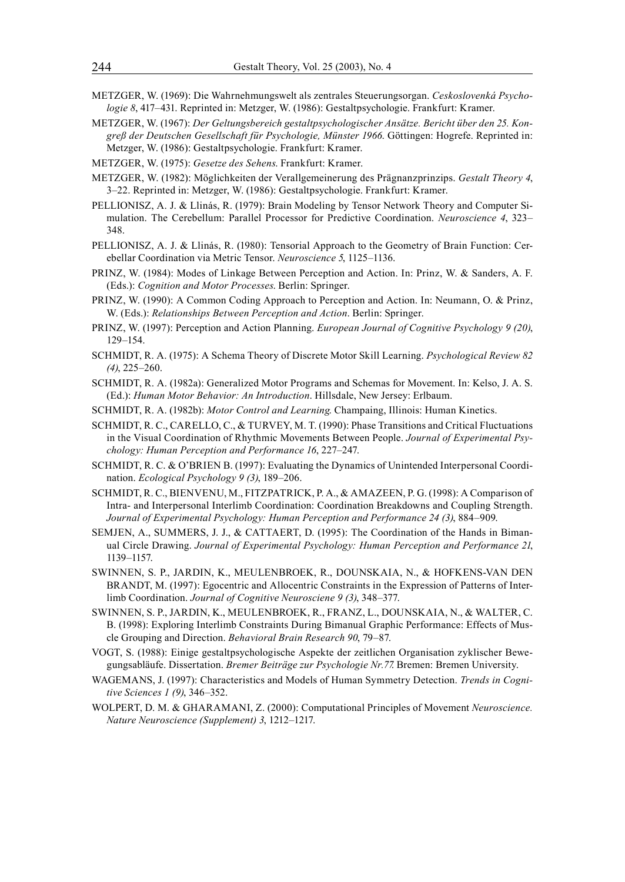METZGER, W. (1969): Die Wahrnehmungswelt als zentrales Steuerungsorgan. *Ceskoslovenká Psychologie 8*, 417–431. Reprinted in: Metzger, W. (1986): Gestaltpsychologie. Frankfurt: Kramer.

METZGER, W. (1967): *Der Geltungsbereich gestaltpsychologischer Ansätze. Bericht über den 25. Kongreß der Deutschen Gesellschaft für Psychologie, Münster 1966.* Göttingen: Hogrefe. Reprinted in: Metzger, W. (1986): Gestaltpsychologie. Frankfurt: Kramer.

METZGER, W. (1975): *Gesetze des Sehens.* Frankfurt: Kramer.

METZGER, W. (1982): Möglichkeiten der Verallgemeinerung des Prägnanzprinzips. *Gestalt Theory 4*, 3–22. Reprinted in: Metzger, W. (1986): Gestaltpsychologie. Frankfurt: Kramer.

PELLIONISZ, A. J. & Llinás, R. (1979): Brain Modeling by Tensor Network Theory and Computer Simulation. The Cerebellum: Parallel Processor for Predictive Coordination. *Neuroscience 4*, 323–348.

PELLIONISZ, A. J. & Llinás, R. (1980): Tensorial Approach to the Geometry of Brain Function: Cerebellar Coordination via Metric Tensor. *Neuroscience 5*, 1125–1136.

PRINZ, W. (1984): Modes of Linkage Between Perception and Action. In: Prinz, W. & Sanders, A. F. (Eds.): *Cognition and Motor Processes*. Berlin: Springer.

PRINZ, W. (1990): A Common Coding Approach to Perception and Action. In: Neumann, O. & Prinz, W. (Eds.): *Relationships Between Perception and Action*. Berlin: Springer.

PRINZ, W. (1997): Perception and Action Planning. *European Journal of Cognitive Psychology 9 (20)*, 129–154.

SCHMIDT, R. A. (1975): A Schema Theory of Discrete Motor Skill Learning. *Psychological Review 82 (4)*, 225–260.

SCHMIDT, R. A. (1982a): Generalized Motor Programs and Schemas for Movement. In: Kelso, J. A. S. (Ed.): *Human Motor Behavior: An Introduction*. Hillsdale, New Jersey: Erlbaum.

SCHMIDT, R. A. (1982b): *Motor Control and Learning.* Champaing, Illinois: Human Kinetics.

SCHMIDT, R. C., CARELLO, C., & TURVEY, M. T. (1990): Phase Transitions and Critical Fluctuations in the Visual Coordination of Rhythmic Movements Between People. *Journal of Experimental Psychology: Human Perception and Performance 16*, 227–247.

SCHMIDT, R. C. & O'BRIEN B. (1997): Evaluating the Dynamics of Unintended Interpersonal Coordination. *Ecological Psychology 9 (3)*, 189–206.

SCHMIDT, R. C., BIENVENU, M., FITZPATRICK, P. A., & AMAZEEN, P. G. (1998): A Comparison of Intra- and Interpersonal Interlimb Coordination: Coordination Breakdowns and Coupling Strength. *Journal of Experimental Psychology: Human Perception and Performance 24 (3)*, 884–909.

SEMJEN, A., SUMMERS, J. J., & CATTAERT, D. (1995): The Coordination of the Hands in Bimanual Circle Drawing. *Journal of Experimental Psychology: Human Perception and Performance 21*, 1139–1157.

SWINNEN, S. P., JARDIN, K., MEULENBROEK, R., DOUNSKAIA, N., & HOFKENS-VAN DEN BRANDT, M. (1997): Egocentric and Allocentric Constraints in the Expression of Patterns of Interlimb Coordination. *Journal of Cognitive Neurosciene 9 (3)*, 348–377.

SWINNEN, S. P., JARDIN, K., MEULENBROEK, R., FRANZ, L., DOUNSKAIA, N., & WALTER, C. B. (1998): Exploring Interlimb Constraints During Bimanual Graphic Performance: Effects of Muscle Grouping and Direction. *Behavioral Brain Research 90*, 79–87.

VOGT, S. (1988): Einige gestaltpsychologische Aspekte der zeitlichen Organisation zyklischer Bewegungsabläufe. Dissertation. *Bremer Beiträge zur Psychologie Nr.77.* Bremen: Bremen University.

WAGEMANS, J. (1997): Characteristics and Models of Human Symmetry Detection. *Trends in Cognitive Sciences 1 (9)*, 346–352.

WOLPERT, D. M. & GHARAMANI, Z. (2000): Computational Principles of Movement *Neuroscience. Nature Neuroscience (Supplement) 3*, 1212–1217.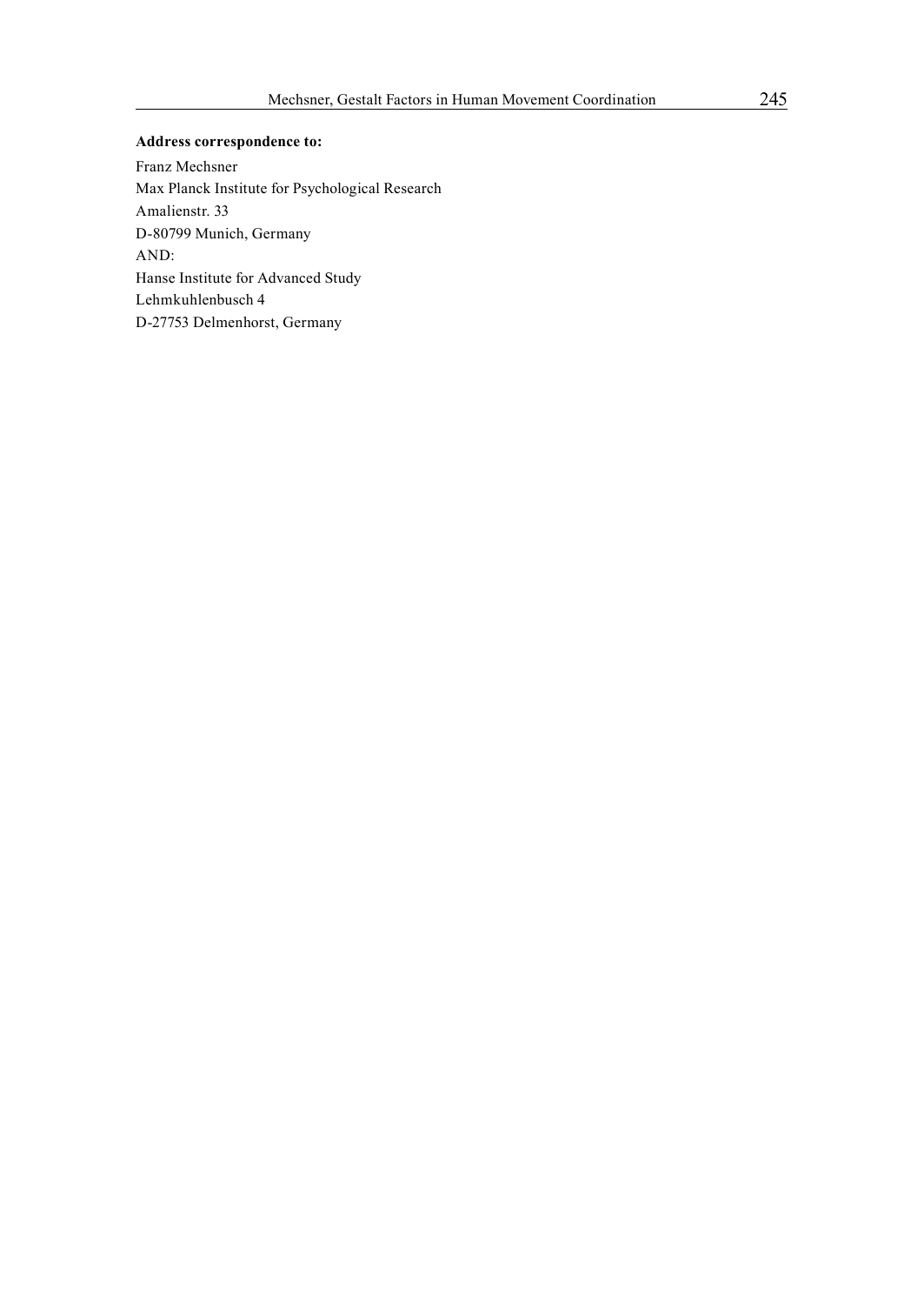**Address correspondence to:**

Franz Mechsner
Max Planck Institute for Psychological Research
Amalienstr. 33
D-80799 Munich, Germany
AND:
Hanse Institute for Advanced Study
Lehmkuhlenbusch 4
D-27753 Delmenhorst, Germany